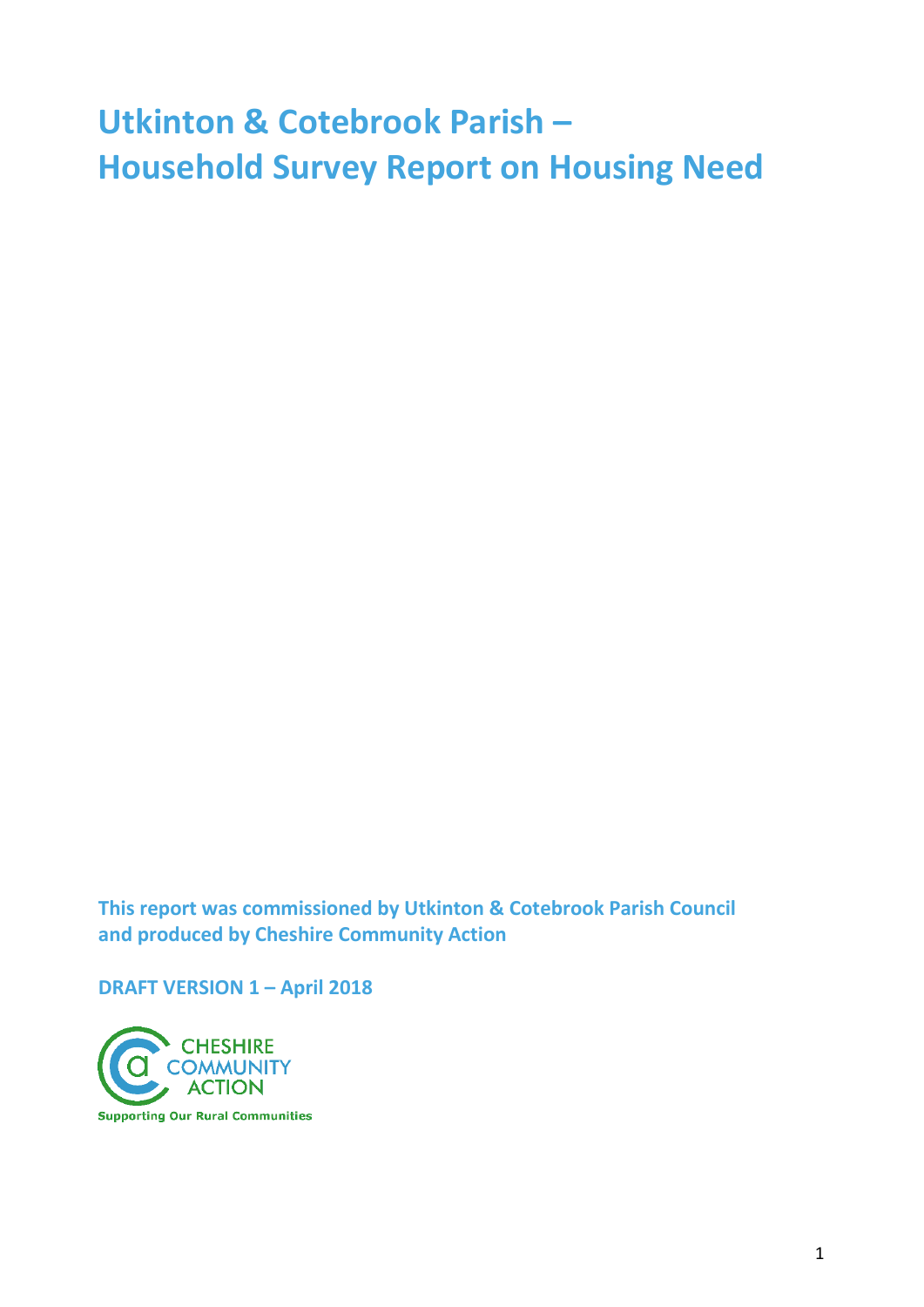# Utkinton & Cotebrook Parish – Household Survey Report on Housing Need

**This report was commissioned by Utkinton & Cotebrook Parish Council and produced by Cheshire Community Action**

**DRAFT VERSION 1 – April 2018**

CHESHIRE COMMUNITY ACTION

Supporting Our Rural Communities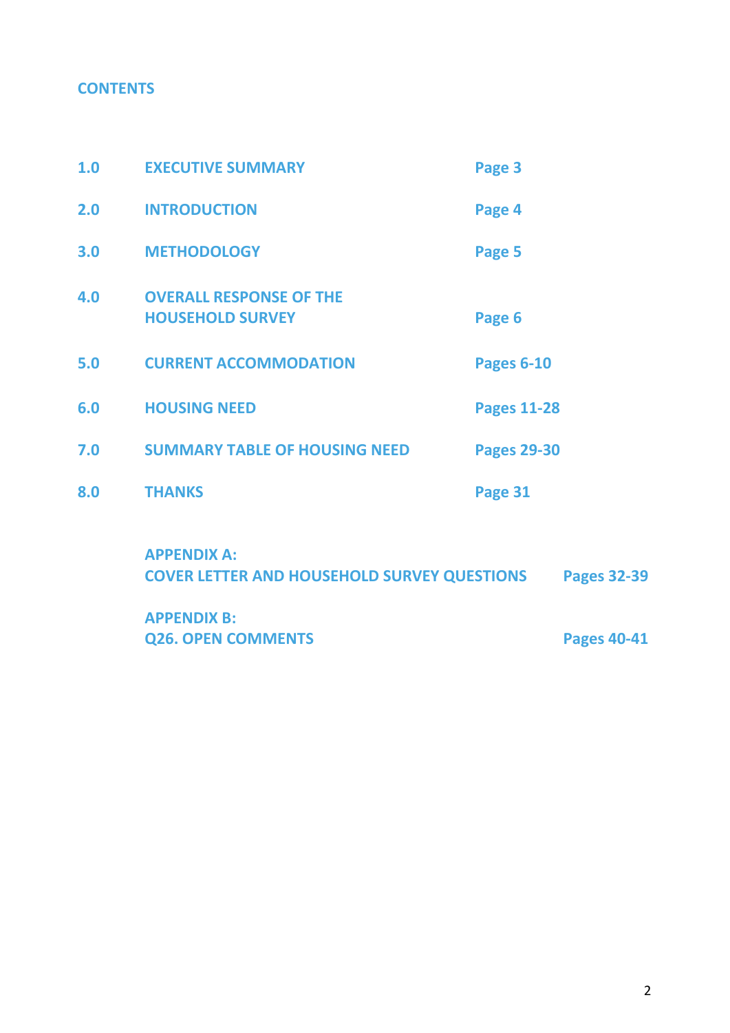# CONTENTS

| | | |
|---|---|---|
| 1.0 | EXECUTIVE SUMMARY | Page 3 |
| 2.0 | INTRODUCTION | Page 4 |
| 3.0 | METHODOLOGY | Page 5 |
| 4.0 | OVERALL RESPONSE OF THE HOUSEHOLD SURVEY | Page 6 |
| 5.0 | CURRENT ACCOMMODATION | Pages 6-10 |
| 6.0 | HOUSING NEED | Pages 11-28 |
| 7.0 | SUMMARY TABLE OF HOUSING NEED | Pages 29-30 |
| 8.0 | THANKS | Page 31 |
| | APPENDIX A: COVER LETTER AND HOUSEHOLD SURVEY QUESTIONS | Pages 32-39 |
| | APPENDIX B: Q26. OPEN COMMENTS | Pages 40-41 |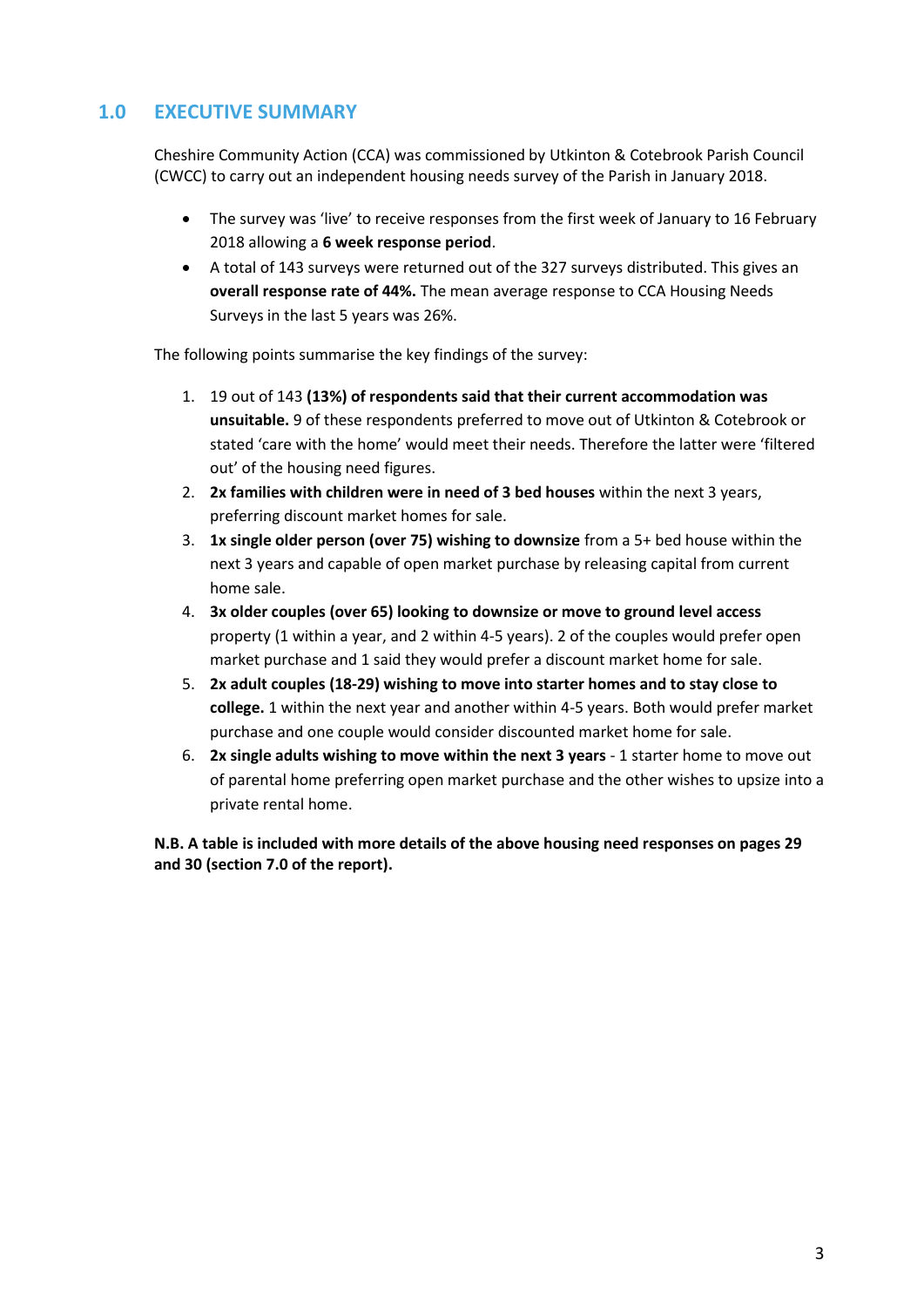## 1.0 EXECUTIVE SUMMARY

Cheshire Community Action (CCA) was commissioned by Utkinton & Cotebrook Parish Council (CWCC) to carry out an independent housing needs survey of the Parish in January 2018.

- The survey was 'live' to receive responses from the first week of January to 16 February 2018 allowing a **6 week response period**.
- A total of 143 surveys were returned out of the 327 surveys distributed. This gives an **overall response rate of 44%.** The mean average response to CCA Housing Needs Surveys in the last 5 years was 26%.

The following points summarise the key findings of the survey:

1. 19 out of 143 **(13%) of respondents said that their current accommodation was unsuitable.** 9 of these respondents preferred to move out of Utkinton & Cotebrook or stated 'care with the home' would meet their needs. Therefore the latter were 'filtered out' of the housing need figures.
2. **2x families with children were in need of 3 bed houses** within the next 3 years, preferring discount market homes for sale.
3. **1x single older person (over 75) wishing to downsize** from a 5+ bed house within the next 3 years and capable of open market purchase by releasing capital from current home sale.
4. **3x older couples (over 65) looking to downsize or move to ground level access** property (1 within a year, and 2 within 4-5 years). 2 of the couples would prefer open market purchase and 1 said they would prefer a discount market home for sale.
5. **2x adult couples (18-29) wishing to move into starter homes and to stay close to college.** 1 within the next year and another within 4-5 years. Both would prefer market purchase and one couple would consider discounted market home for sale.
6. **2x single adults wishing to move within the next 3 years** - 1 starter home to move out of parental home preferring open market purchase and the other wishes to upsize into a private rental home.

**N.B. A table is included with more details of the above housing need responses on pages 29 and 30 (section 7.0 of the report).**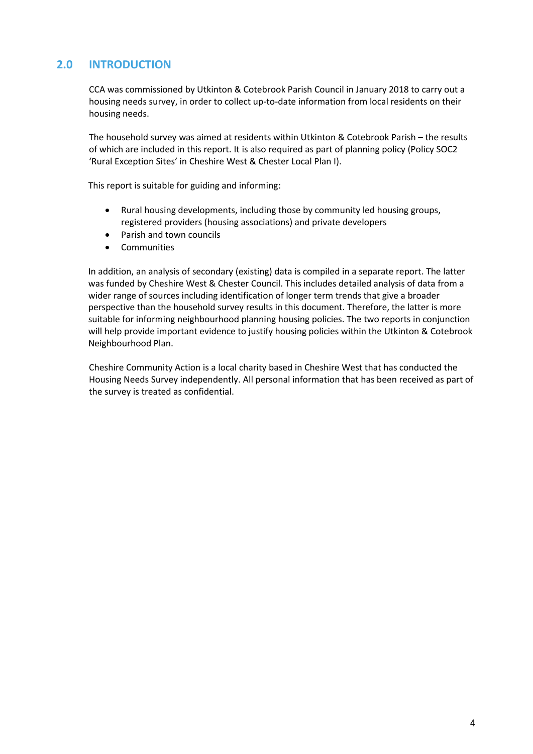## 2.0 INTRODUCTION

CCA was commissioned by Utkinton & Cotebrook Parish Council in January 2018 to carry out a housing needs survey, in order to collect up-to-date information from local residents on their housing needs.

The household survey was aimed at residents within Utkinton & Cotebrook Parish – the results of which are included in this report. It is also required as part of planning policy (Policy SOC2 'Rural Exception Sites' in Cheshire West & Chester Local Plan I).

This report is suitable for guiding and informing:

- Rural housing developments, including those by community led housing groups, registered providers (housing associations) and private developers
- Parish and town councils
- Communities

In addition, an analysis of secondary (existing) data is compiled in a separate report. The latter was funded by Cheshire West & Chester Council. This includes detailed analysis of data from a wider range of sources including identification of longer term trends that give a broader perspective than the household survey results in this document. Therefore, the latter is more suitable for informing neighbourhood planning housing policies. The two reports in conjunction will help provide important evidence to justify housing policies within the Utkinton & Cotebrook Neighbourhood Plan.

Cheshire Community Action is a local charity based in Cheshire West that has conducted the Housing Needs Survey independently. All personal information that has been received as part of the survey is treated as confidential.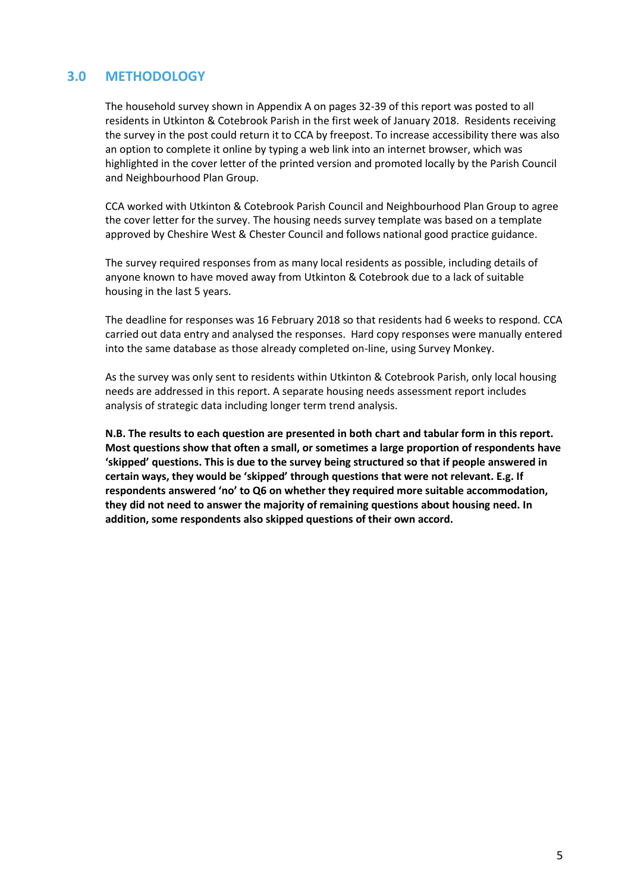## 3.0 METHODOLOGY

The household survey shown in Appendix A on pages 32-39 of this report was posted to all residents in Utkinton & Cotebrook Parish in the first week of January 2018. Residents receiving the survey in the post could return it to CCA by freepost. To increase accessibility there was also an option to complete it online by typing a web link into an internet browser, which was highlighted in the cover letter of the printed version and promoted locally by the Parish Council and Neighbourhood Plan Group.

CCA worked with Utkinton & Cotebrook Parish Council and Neighbourhood Plan Group to agree the cover letter for the survey. The housing needs survey template was based on a template approved by Cheshire West & Chester Council and follows national good practice guidance.

The survey required responses from as many local residents as possible, including details of anyone known to have moved away from Utkinton & Cotebrook due to a lack of suitable housing in the last 5 years.

The deadline for responses was 16 February 2018 so that residents had 6 weeks to respond. CCA carried out data entry and analysed the responses. Hard copy responses were manually entered into the same database as those already completed on-line, using Survey Monkey.

As the survey was only sent to residents within Utkinton & Cotebrook Parish, only local housing needs are addressed in this report. A separate housing needs assessment report includes analysis of strategic data including longer term trend analysis.

**N.B. The results to each question are presented in both chart and tabular form in this report. Most questions show that often a small, or sometimes a large proportion of respondents have 'skipped' questions. This is due to the survey being structured so that if people answered in certain ways, they would be 'skipped' through questions that were not relevant. E.g. If respondents answered 'no' to Q6 on whether they required more suitable accommodation, they did not need to answer the majority of remaining questions about housing need. In addition, some respondents also skipped questions of their own accord.**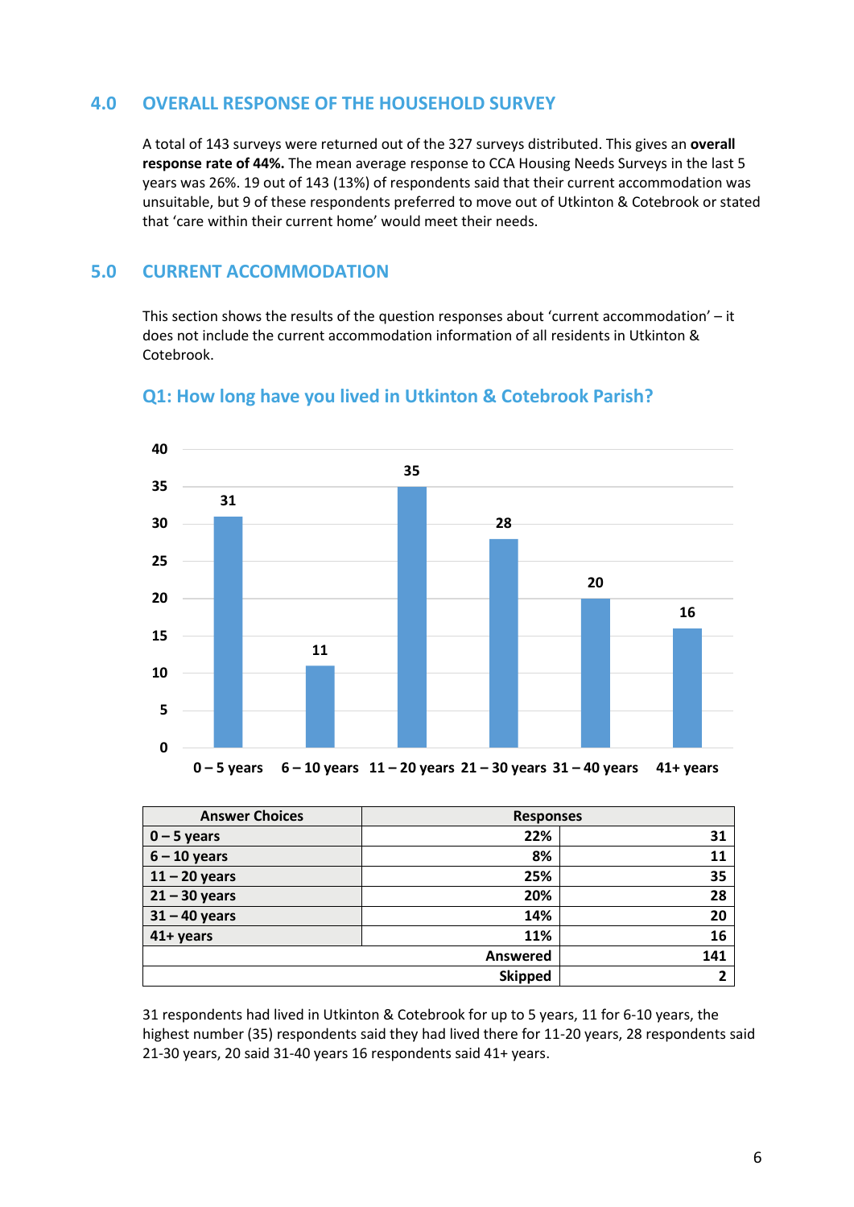## 4.0 OVERALL RESPONSE OF THE HOUSEHOLD SURVEY

A total of 143 surveys were returned out of the 327 surveys distributed. This gives an **overall response rate of 44%.** The mean average response to CCA Housing Needs Surveys in the last 5 years was 26%. 19 out of 143 (13%) of respondents said that their current accommodation was unsuitable, but 9 of these respondents preferred to move out of Utkinton & Cotebrook or stated that 'care within their current home' would meet their needs.

## 5.0 CURRENT ACCOMMODATION

This section shows the results of the question responses about 'current accommodation' – it does not include the current accommodation information of all residents in Utkinton & Cotebrook.

### Q1: How long have you lived in Utkinton & Cotebrook Parish?

| Answer Choices | Responses | |
|---|---|---|
| 0 – 5 years | 22% | 31 |
| 6 – 10 years | 8% | 11 |
| 11 – 20 years | 25% | 35 |
| 21 – 30 years | 20% | 28 |
| 31 – 40 years | 14% | 20 |
| 41+ years | 11% | 16 |
| | Answered | 141 |
| | Skipped | 2 |

31 respondents had lived in Utkinton & Cotebrook for up to 5 years, 11 for 6-10 years, the highest number (35) respondents said they had lived there for 11-20 years, 28 respondents said 21-30 years, 20 said 31-40 years 16 respondents said 41+ years.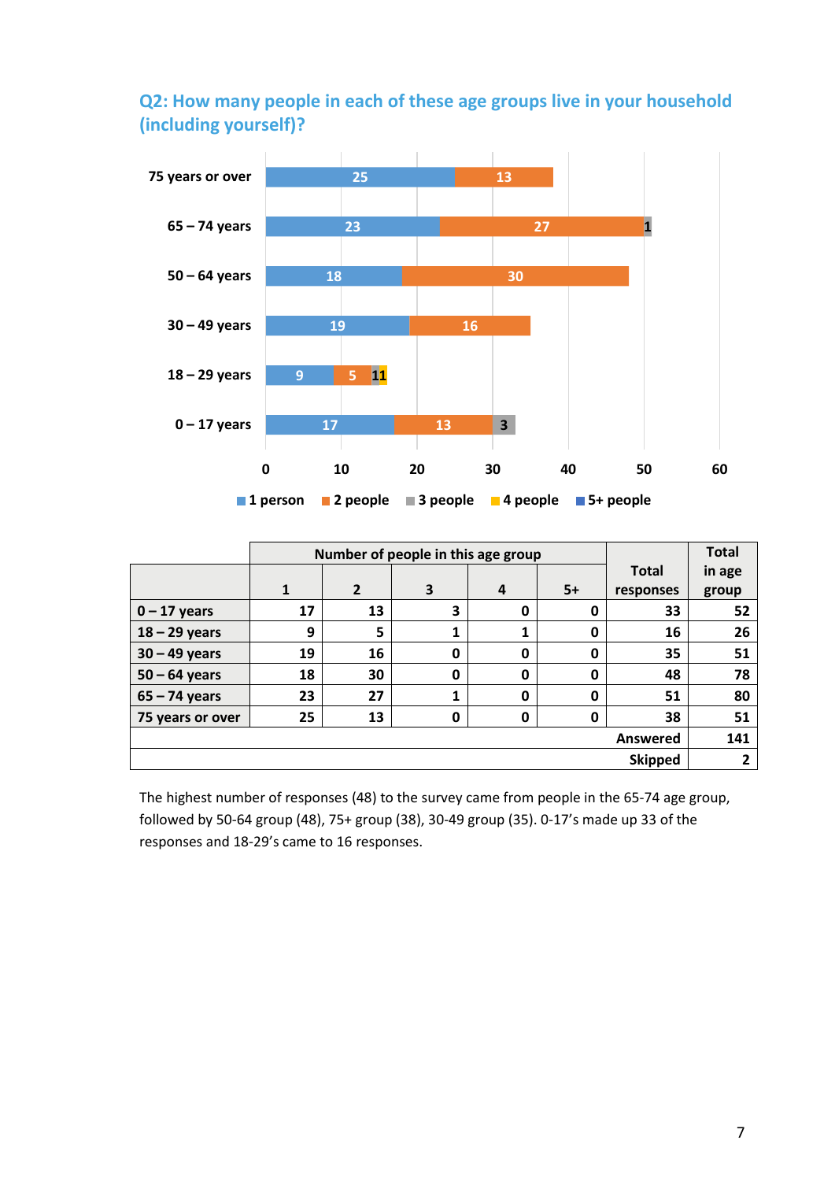## Q2: How many people in each of these age groups live in your household (including yourself)?

| | Number of people in this age group | | | | | Total responses | Total in age group |
|---|---|---|---|---|---|---|---|
| | 1 | 2 | 3 | 4 | 5+ | | |
| 0 – 17 years | 17 | 13 | 3 | 0 | 0 | 33 | 52 |
| 18 – 29 years | 9 | 5 | 1 | 1 | 0 | 16 | 26 |
| 30 – 49 years | 19 | 16 | 0 | 0 | 0 | 35 | 51 |
| 50 – 64 years | 18 | 30 | 0 | 0 | 0 | 48 | 78 |
| 65 – 74 years | 23 | 27 | 1 | 0 | 0 | 51 | 80 |
| 75 years or over | 25 | 13 | 0 | 0 | 0 | 38 | 51 |
| | | | | | | Answered | 141 |
| | | | | | | Skipped | 2 |

The highest number of responses (48) to the survey came from people in the 65-74 age group, followed by 50-64 group (48), 75+ group (38), 30-49 group (35). 0-17's made up 33 of the responses and 18-29's came to 16 responses.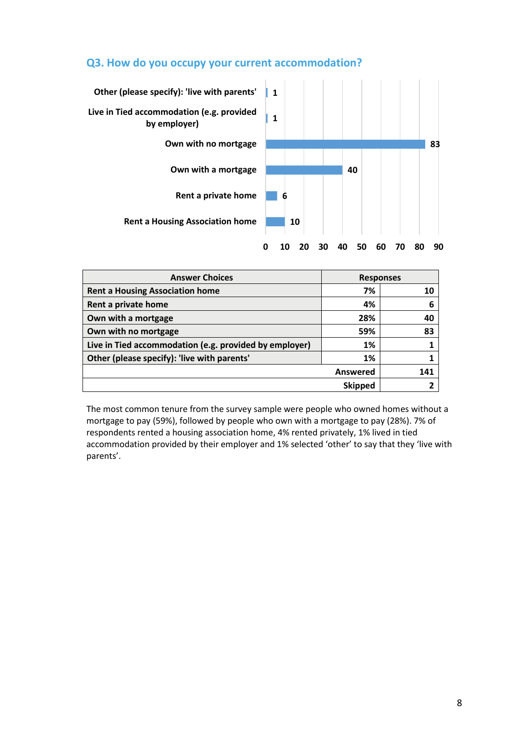## Q3. How do you occupy your current accommodation?

| Answer Choices | Responses | |
|---|---|---|
| Rent a Housing Association home | 7% | 10 |
| Rent a private home | 4% | 6 |
| Own with a mortgage | 28% | 40 |
| Own with no mortgage | 59% | 83 |
| Live in Tied accommodation (e.g. provided by employer) | 1% | 1 |
| Other (please specify): 'live with parents' | 1% | 1 |
| | Answered | 141 |
| | Skipped | 2 |

The most common tenure from the survey sample were people who owned homes without a mortgage to pay (59%), followed by people who own with a mortgage to pay (28%). 7% of respondents rented a housing association home, 4% rented privately, 1% lived in tied accommodation provided by their employer and 1% selected 'other' to say that they 'live with parents'.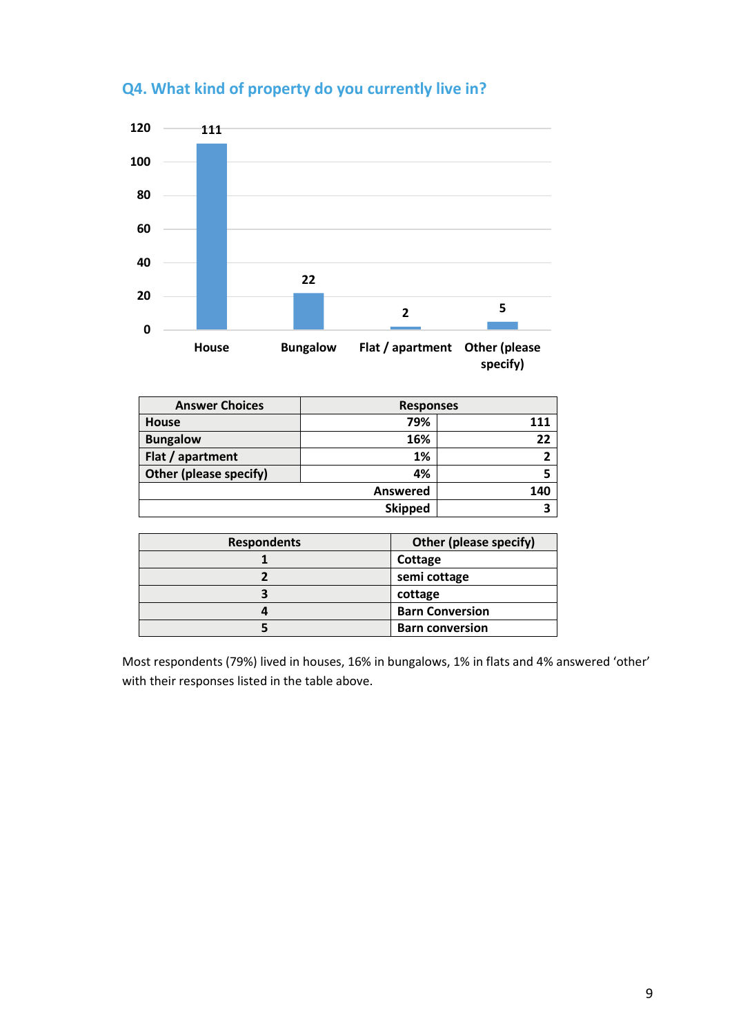## Q4. What kind of property do you currently live in?

| Answer Choices | Responses | |
|---|---|---|
| House | 79% | 111 |
| Bungalow | 16% | 22 |
| Flat / apartment | 1% | 2 |
| Other (please specify) | 4% | 5 |
| | Answered | 140 |
| | Skipped | 3 |

| Respondents | Other (please specify) |
|---|---|
| 1 | Cottage |
| 2 | semi cottage |
| 3 | cottage |
| 4 | Barn Conversion |
| 5 | Barn conversion |

Most respondents (79%) lived in houses, 16% in bungalows, 1% in flats and 4% answered 'other' with their responses listed in the table above.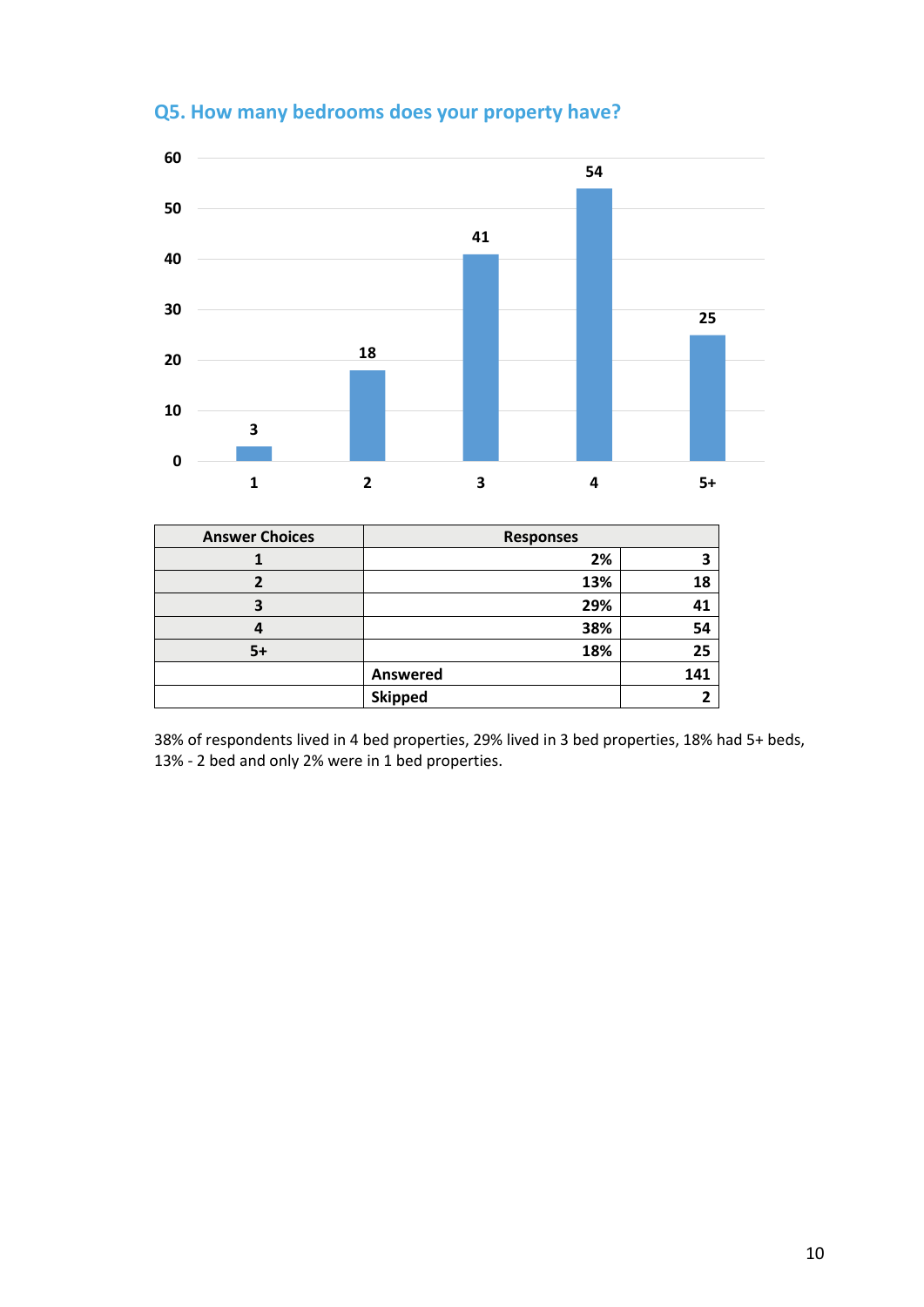## Q5. How many bedrooms does your property have?

| Answer Choices | Responses | |
|---|---|---|
| 1 | 2% | 3 |
| 2 | 13% | 18 |
| 3 | 29% | 41 |
| 4 | 38% | 54 |
| 5+ | 18% | 25 |
| | Answered | 141 |
| | Skipped | 2 |

38% of respondents lived in 4 bed properties, 29% lived in 3 bed properties, 18% had 5+ beds, 13% - 2 bed and only 2% were in 1 bed properties.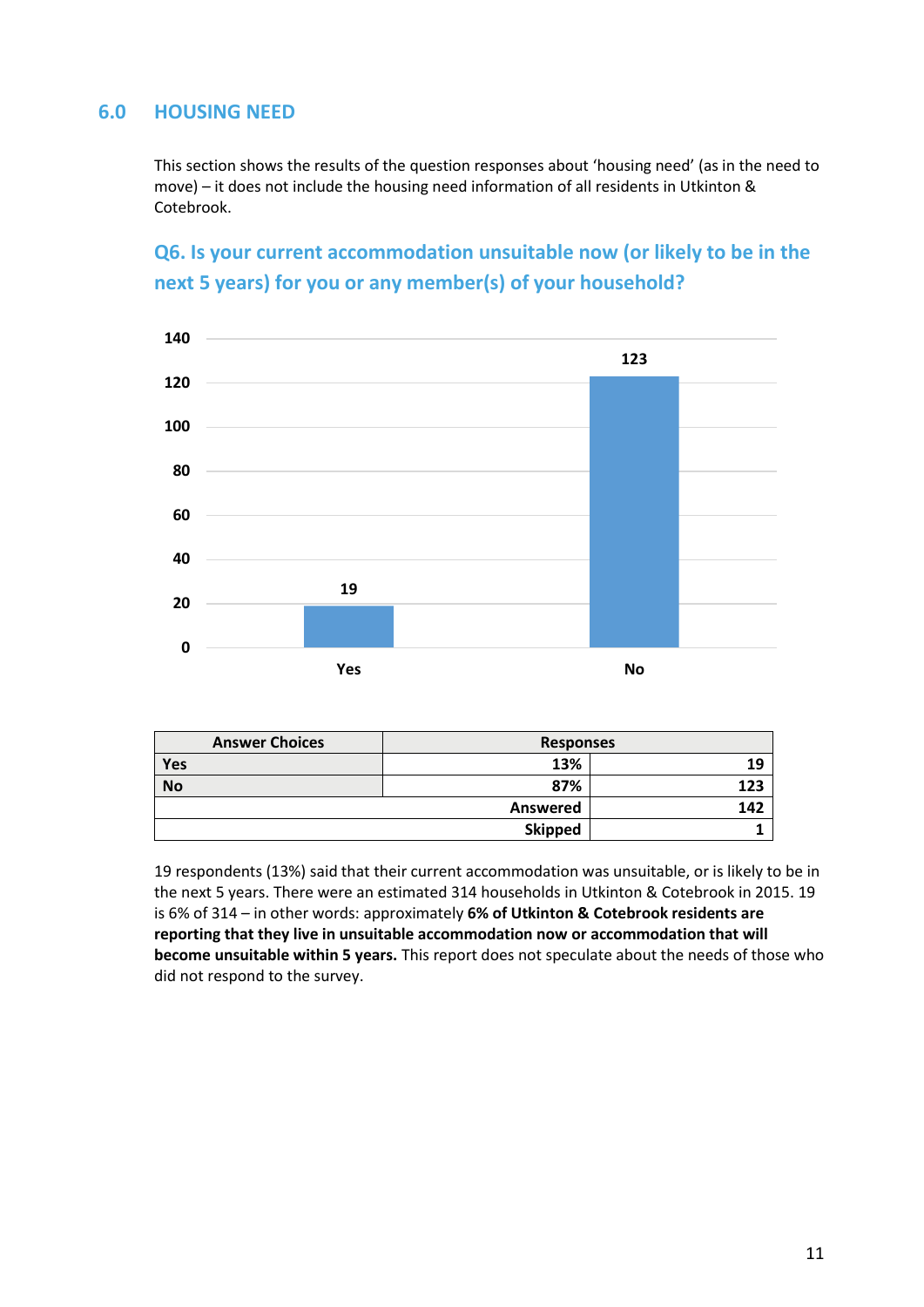## 6.0 HOUSING NEED

This section shows the results of the question responses about 'housing need' (as in the need to move) – it does not include the housing need information of all residents in Utkinton & Cotebrook.

### Q6. Is your current accommodation unsuitable now (or likely to be in the next 5 years) for you or any member(s) of your household?

| Answer Choices | Responses | |
|---|---|---|
| Yes | 13% | 19 |
| No | 87% | 123 |
| | Answered | 142 |
| | Skipped | 1 |

19 respondents (13%) said that their current accommodation was unsuitable, or is likely to be in the next 5 years. There were an estimated 314 households in Utkinton & Cotebrook in 2015. 19 is 6% of 314 – in other words: approximately **6% of Utkinton & Cotebrook residents are reporting that they live in unsuitable accommodation now or accommodation that will become unsuitable within 5 years.** This report does not speculate about the needs of those who did not respond to the survey.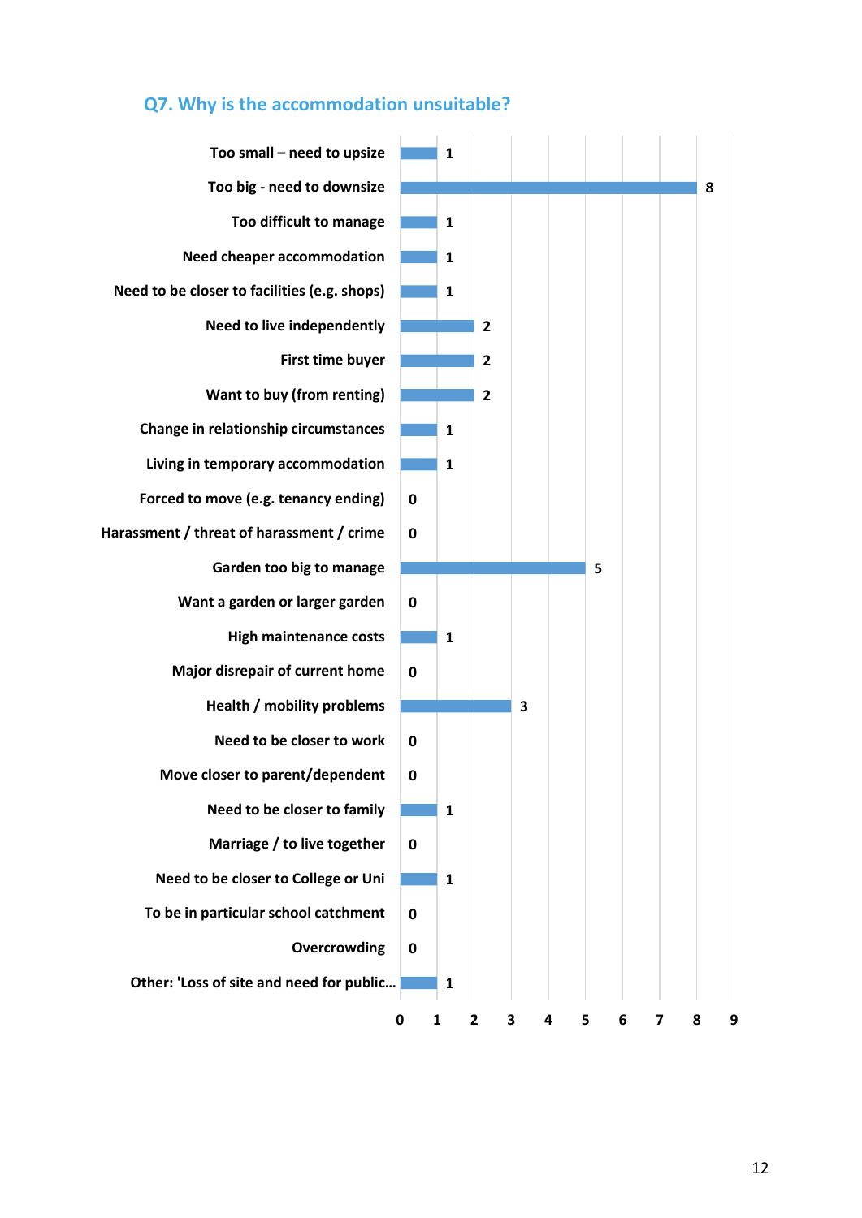## Q7. Why is the accommodation unsuitable?

| Reason | Count |
|---|---|
| Too small – need to upsize | 1 |
| Too big - need to downsize | 8 |
| Too difficult to manage | 1 |
| Need cheaper accommodation | 1 |
| Need to be closer to facilities (e.g. shops) | 1 |
| Need to live independently | 2 |
| First time buyer | 2 |
| Want to buy (from renting) | 2 |
| Change in relationship circumstances | 1 |
| Living in temporary accommodation | 1 |
| Forced to move (e.g. tenancy ending) | 0 |
| Harassment / threat of harassment / crime | 0 |
| Garden too big to manage | 5 |
| Want a garden or larger garden | 0 |
| High maintenance costs | 1 |
| Major disrepair of current home | 0 |
| Health / mobility problems | 3 |
| Need to be closer to work | 0 |
| Move closer to parent/dependent | 0 |
| Need to be closer to family | 1 |
| Marriage / to live together | 0 |
| Need to be closer to College or Uni | 1 |
| To be in particular school catchment | 0 |
| Overcrowding | 0 |
| Other: 'Loss of site and need for public... | 1 |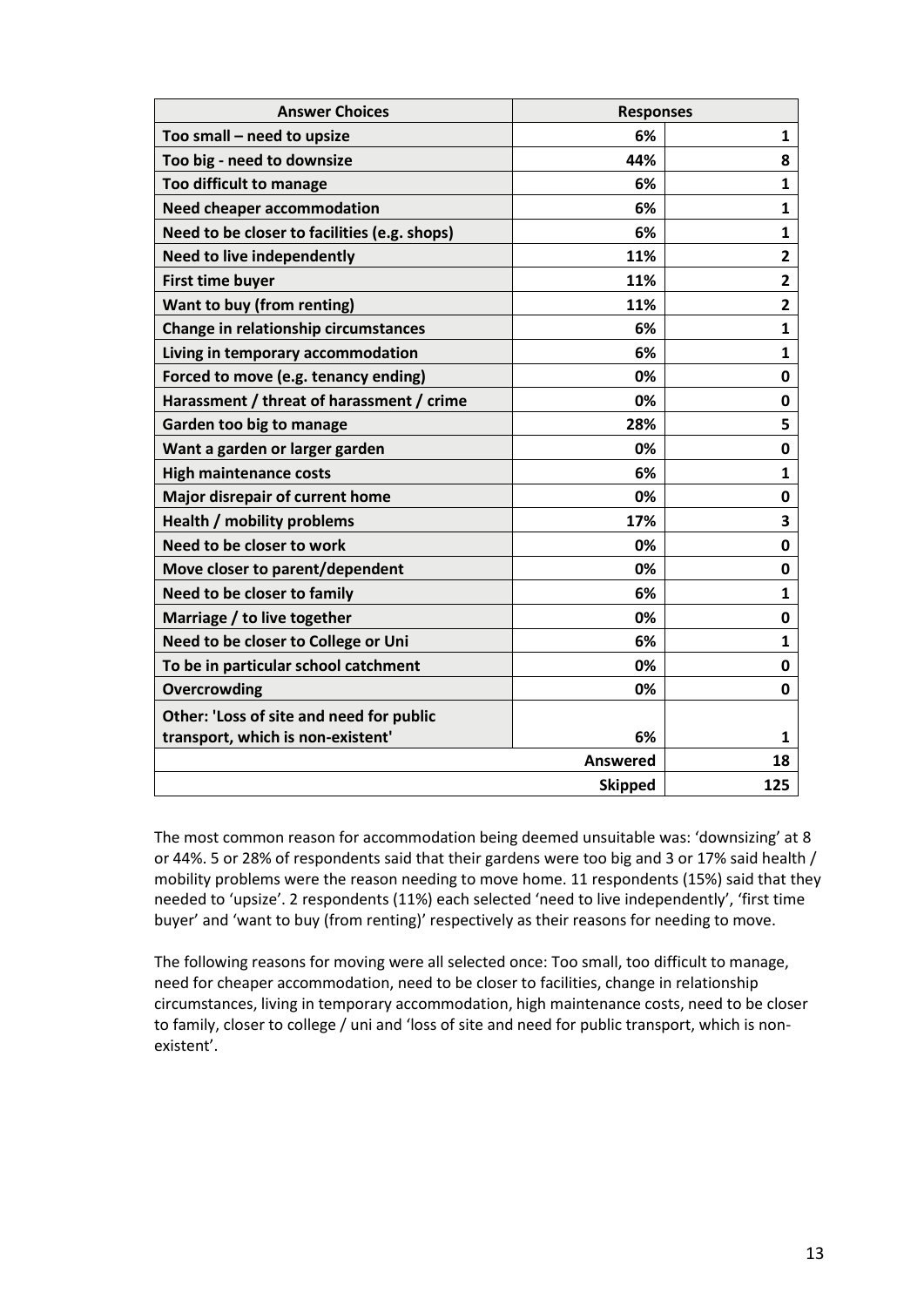| Answer Choices | Responses | |
|---|---|---|
| **Too small – need to upsize** | **6%** | **1** |
| **Too big - need to downsize** | **44%** | **8** |
| **Too difficult to manage** | **6%** | **1** |
| **Need cheaper accommodation** | **6%** | **1** |
| **Need to be closer to facilities (e.g. shops)** | **6%** | **1** |
| **Need to live independently** | **11%** | **2** |
| **First time buyer** | **11%** | **2** |
| **Want to buy (from renting)** | **11%** | **2** |
| **Change in relationship circumstances** | **6%** | **1** |
| **Living in temporary accommodation** | **6%** | **1** |
| **Forced to move (e.g. tenancy ending)** | **0%** | **0** |
| **Harassment / threat of harassment / crime** | **0%** | **0** |
| **Garden too big to manage** | **28%** | **5** |
| **Want a garden or larger garden** | **0%** | **0** |
| **High maintenance costs** | **6%** | **1** |
| **Major disrepair of current home** | **0%** | **0** |
| **Health / mobility problems** | **17%** | **3** |
| **Need to be closer to work** | **0%** | **0** |
| **Move closer to parent/dependent** | **0%** | **0** |
| **Need to be closer to family** | **6%** | **1** |
| **Marriage / to live together** | **0%** | **0** |
| **Need to be closer to College or Uni** | **6%** | **1** |
| **To be in particular school catchment** | **0%** | **0** |
| **Overcrowding** | **0%** | **0** |
| **Other: 'Loss of site and need for public transport, which is non-existent'** | **6%** | **1** |
| | **Answered** | **18** |
| | **Skipped** | **125** |

The most common reason for accommodation being deemed unsuitable was: 'downsizing' at 8 or 44%. 5 or 28% of respondents said that their gardens were too big and 3 or 17% said health / mobility problems were the reason needing to move home. 11 respondents (15%) said that they needed to 'upsize'. 2 respondents (11%) each selected 'need to live independently', 'first time buyer' and 'want to buy (from renting)' respectively as their reasons for needing to move.

The following reasons for moving were all selected once: Too small, too difficult to manage, need for cheaper accommodation, need to be closer to facilities, change in relationship circumstances, living in temporary accommodation, high maintenance costs, need to be closer to family, closer to college / uni and 'loss of site and need for public transport, which is non-existent'.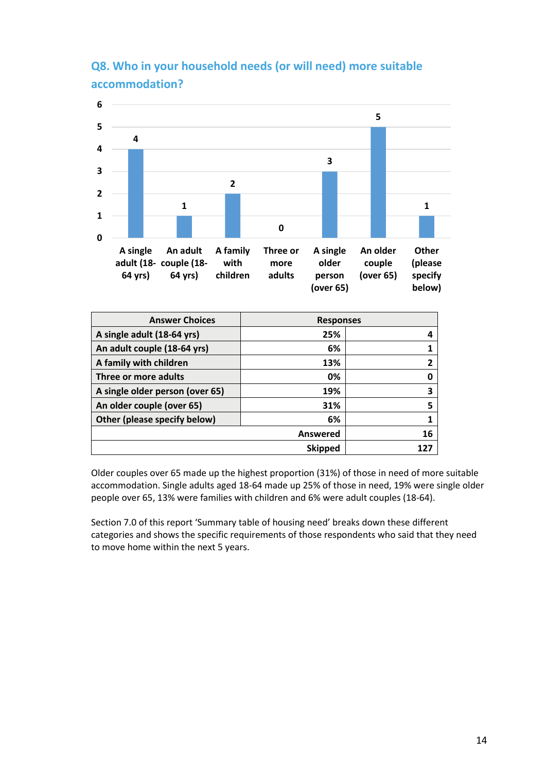## Q8. Who in your household needs (or will need) more suitable accommodation?

| Answer Choices | Responses | |
|---|---|---|
| A single adult (18-64 yrs) | 25% | 4 |
| An adult couple (18-64 yrs) | 6% | 1 |
| A family with children | 13% | 2 |
| Three or more adults | 0% | 0 |
| A single older person (over 65) | 19% | 3 |
| An older couple (over 65) | 31% | 5 |
| Other (please specify below) | 6% | 1 |
| | Answered | 16 |
| | Skipped | 127 |

Older couples over 65 made up the highest proportion (31%) of those in need of more suitable accommodation. Single adults aged 18-64 made up 25% of those in need, 19% were single older people over 65, 13% were families with children and 6% were adult couples (18-64).

Section 7.0 of this report 'Summary table of housing need' breaks down these different categories and shows the specific requirements of those respondents who said that they need to move home within the next 5 years.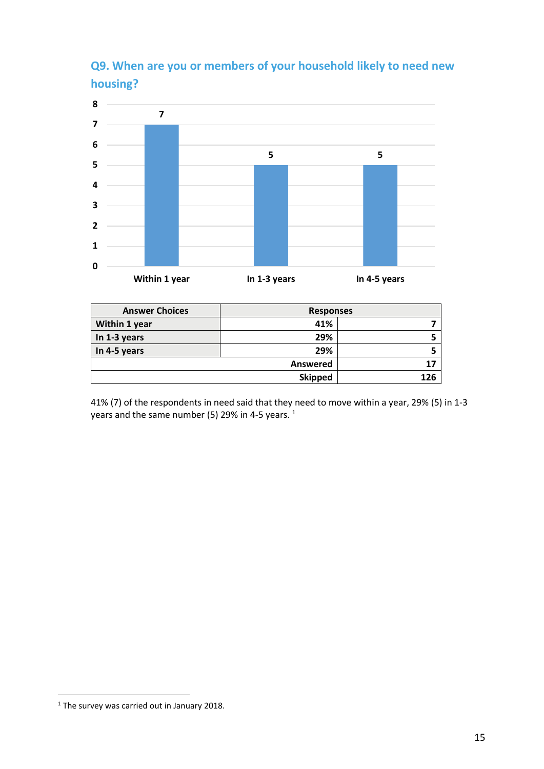## Q9. When are you or members of your household likely to need new housing?

| Answer Choices | Responses | |
|---|---|---|
| Within 1 year | 41% | 7 |
| In 1-3 years | 29% | 5 |
| In 4-5 years | 29% | 5 |
| | Answered | 17 |
| | Skipped | 126 |

41% (7) of the respondents in need said that they need to move within a year, 29% (5) in 1-3 years and the same number (5) 29% in 4-5 years. [1]

[1] The survey was carried out in January 2018.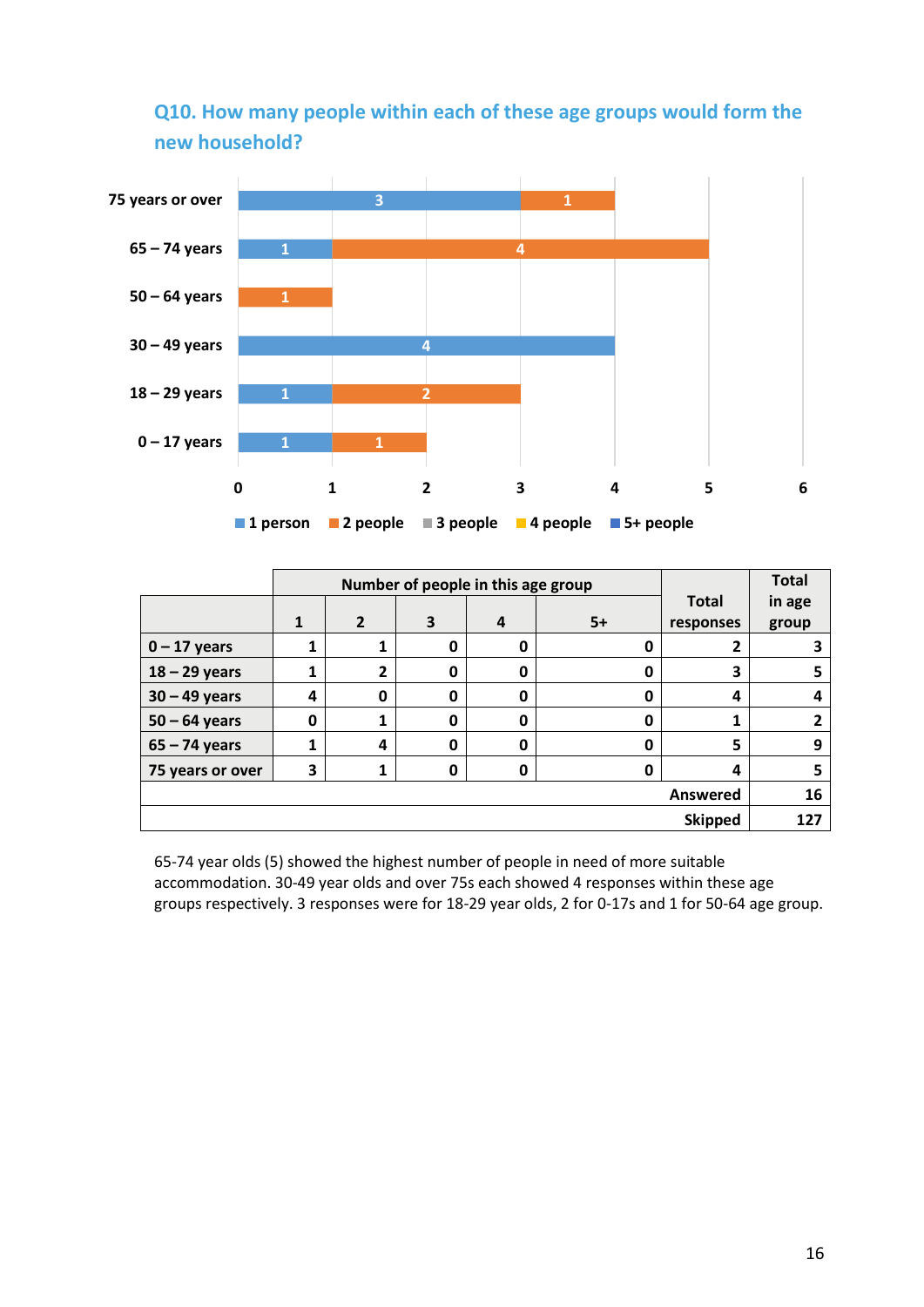## Q10. How many people within each of these age groups would form the new household?

| | Number of people in this age group | | | | | Total responses | Total in age group |
|---|---|---|---|---|---|---|---|
| | 1 | 2 | 3 | 4 | 5+ | | |
| 0 – 17 years | 1 | 1 | 0 | 0 | 0 | 2 | 3 |
| 18 – 29 years | 1 | 2 | 0 | 0 | 0 | 3 | 5 |
| 30 – 49 years | 4 | 0 | 0 | 0 | 0 | 4 | 4 |
| 50 – 64 years | 0 | 1 | 0 | 0 | 0 | 1 | 2 |
| 65 – 74 years | 1 | 4 | 0 | 0 | 0 | 5 | 9 |
| 75 years or over | 3 | 1 | 0 | 0 | 0 | 4 | 5 |
| | | | | | | Answered | 16 |
| | | | | | | Skipped | 127 |

65-74 year olds (5) showed the highest number of people in need of more suitable accommodation. 30-49 year olds and over 75s each showed 4 responses within these age groups respectively. 3 responses were for 18-29 year olds, 2 for 0-17s and 1 for 50-64 age group.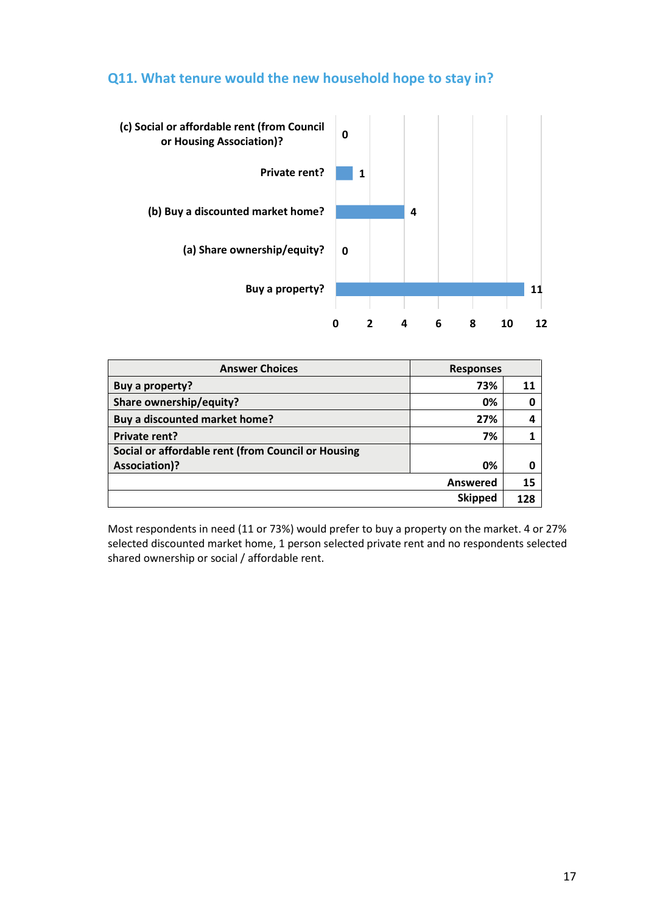## Q11. What tenure would the new household hope to stay in?

| Answer Choices | Responses | |
|---|---|---|
| Buy a property? | 73% | 11 |
| Share ownership/equity? | 0% | 0 |
| Buy a discounted market home? | 27% | 4 |
| Private rent? | 7% | 1 |
| Social or affordable rent (from Council or Housing Association)? | 0% | 0 |
| | Answered | 15 |
| | Skipped | 128 |

Most respondents in need (11 or 73%) would prefer to buy a property on the market. 4 or 27% selected discounted market home, 1 person selected private rent and no respondents selected shared ownership or social / affordable rent.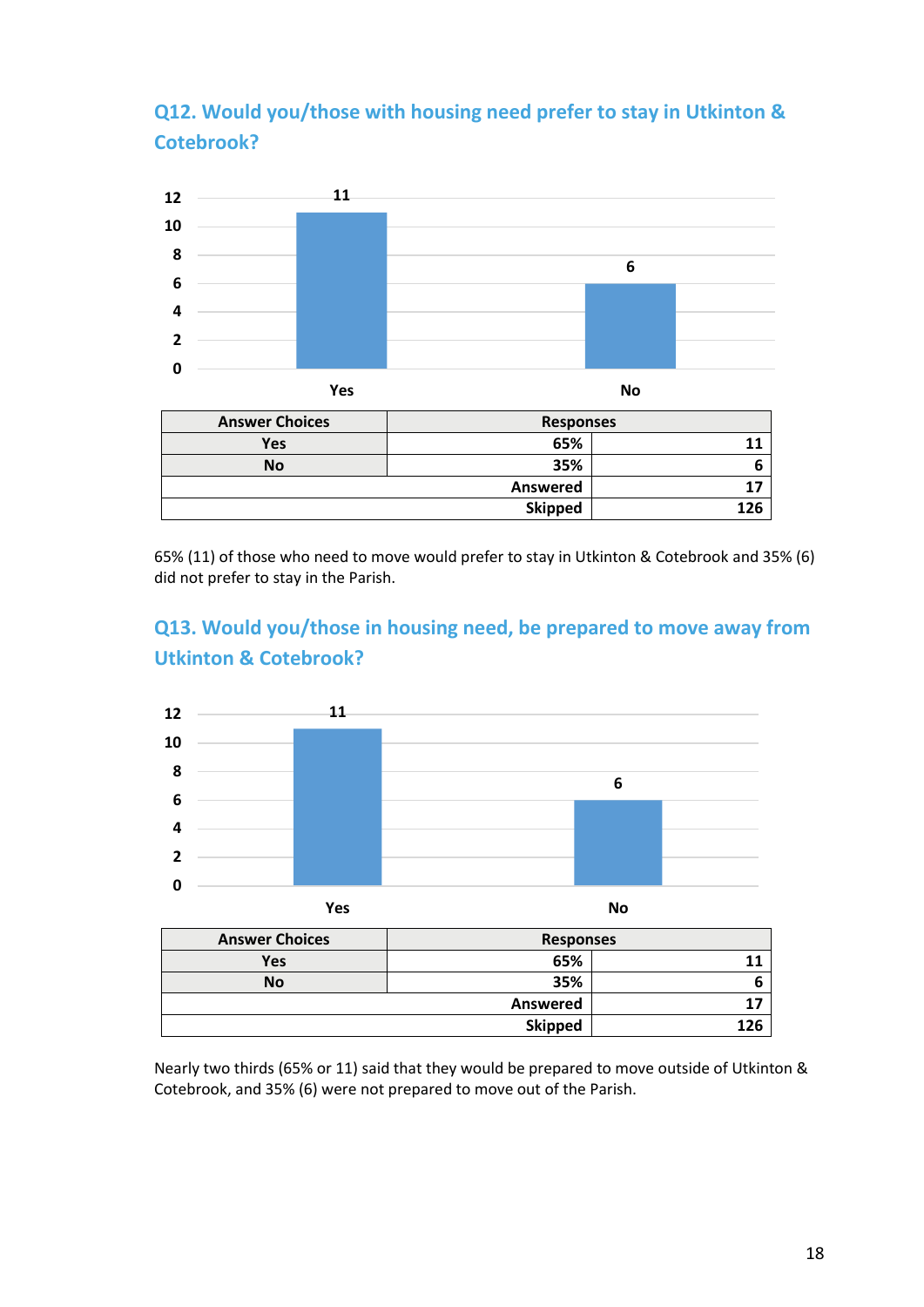## Q12. Would you/those with housing need prefer to stay in Utkinton & Cotebrook?

| Answer Choices | Responses | |
|---|---|---|
| Yes | 65% | 11 |
| No | 35% | 6 |
| | Answered | 17 |
| | Skipped | 126 |

65% (11) of those who need to move would prefer to stay in Utkinton & Cotebrook and 35% (6) did not prefer to stay in the Parish.

## Q13. Would you/those in housing need, be prepared to move away from Utkinton & Cotebrook?

| Answer Choices | Responses | |
|---|---|---|
| Yes | 65% | 11 |
| No | 35% | 6 |
| | Answered | 17 |
| | Skipped | 126 |

Nearly two thirds (65% or 11) said that they would be prepared to move outside of Utkinton & Cotebrook, and 35% (6) were not prepared to move out of the Parish.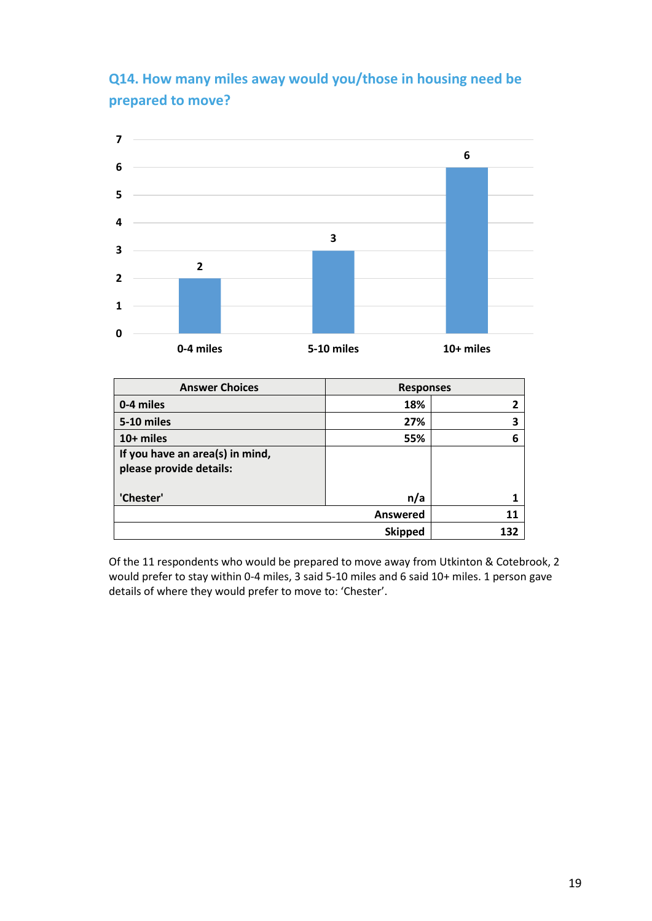## Q14. How many miles away would you/those in housing need be prepared to move?

| Answer Choices | Responses | |
|---|---|---|
| 0-4 miles | 18% | 2 |
| 5-10 miles | 27% | 3 |
| 10+ miles | 55% | 6 |
| If you have an area(s) in mind, please provide details: 'Chester' | n/a | 1 |
| | Answered | 11 |
| | Skipped | 132 |

Of the 11 respondents who would be prepared to move away from Utkinton & Cotebrook, 2 would prefer to stay within 0-4 miles, 3 said 5-10 miles and 6 said 10+ miles. 1 person gave details of where they would prefer to move to: 'Chester'.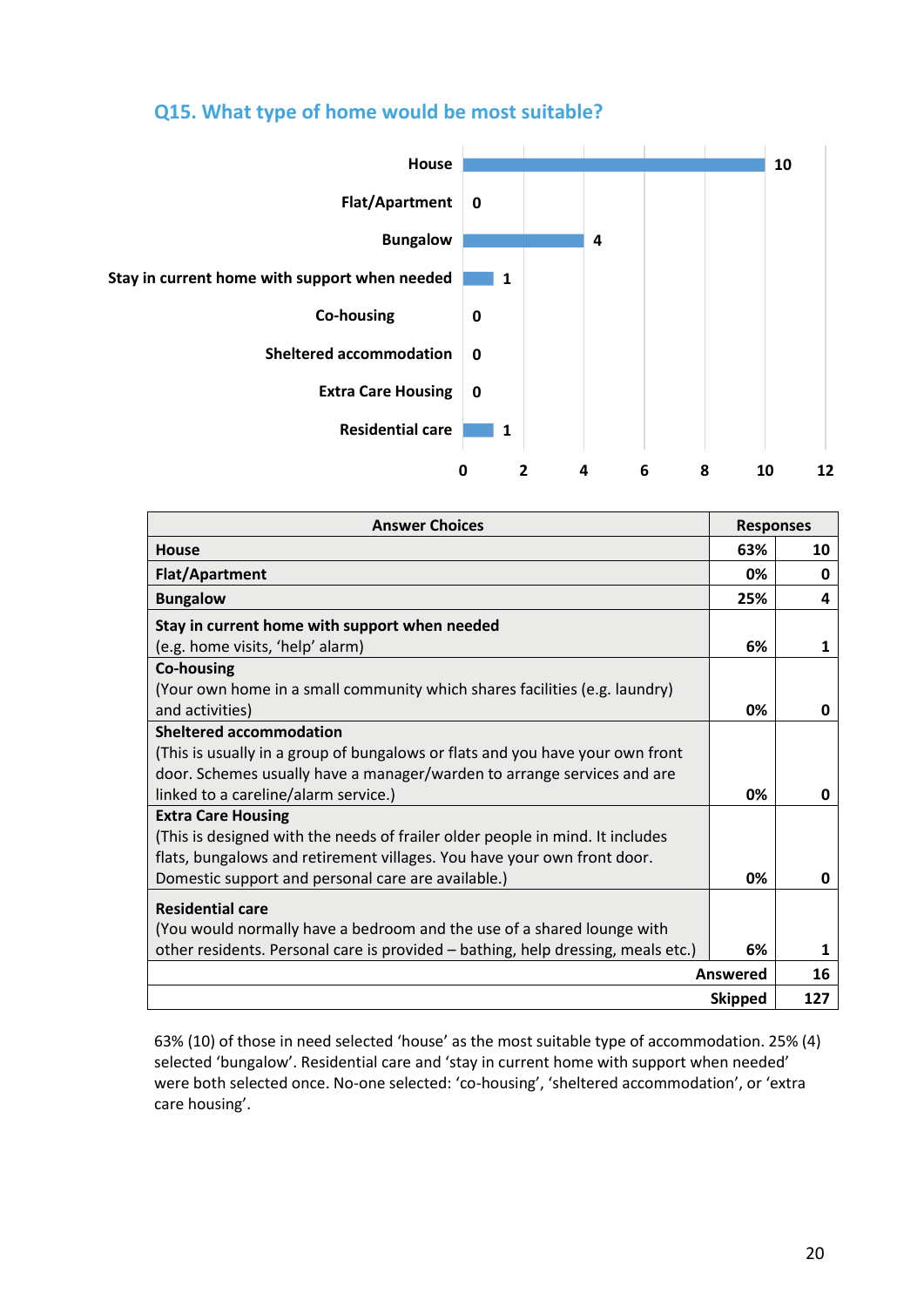## Q15. What type of home would be most suitable?

| Answer Choices | Responses | |
|---|---|---|
| **House** | 63% | 10 |
| **Flat/Apartment** | 0% | 0 |
| **Bungalow** | 25% | 4 |
| **Stay in current home with support when needed** (e.g. home visits, 'help' alarm) | 6% | 1 |
| **Co-housing** (Your own home in a small community which shares facilities (e.g. laundry) and activities) | 0% | 0 |
| **Sheltered accommodation** (This is usually in a group of bungalows or flats and you have your own front door. Schemes usually have a manager/warden to arrange services and are linked to a careline/alarm service.) | 0% | 0 |
| **Extra Care Housing** (This is designed with the needs of frailer older people in mind. It includes flats, bungalows and retirement villages. You have your own front door. Domestic support and personal care are available.) | 0% | 0 |
| **Residential care** (You would normally have a bedroom and the use of a shared lounge with other residents. Personal care is provided – bathing, help dressing, meals etc.) | 6% | 1 |
| | **Answered** | **16** |
| | **Skipped** | **127** |

63% (10) of those in need selected 'house' as the most suitable type of accommodation. 25% (4) selected 'bungalow'. Residential care and 'stay in current home with support when needed' were both selected once. No-one selected: 'co-housing', 'sheltered accommodation', or 'extra care housing'.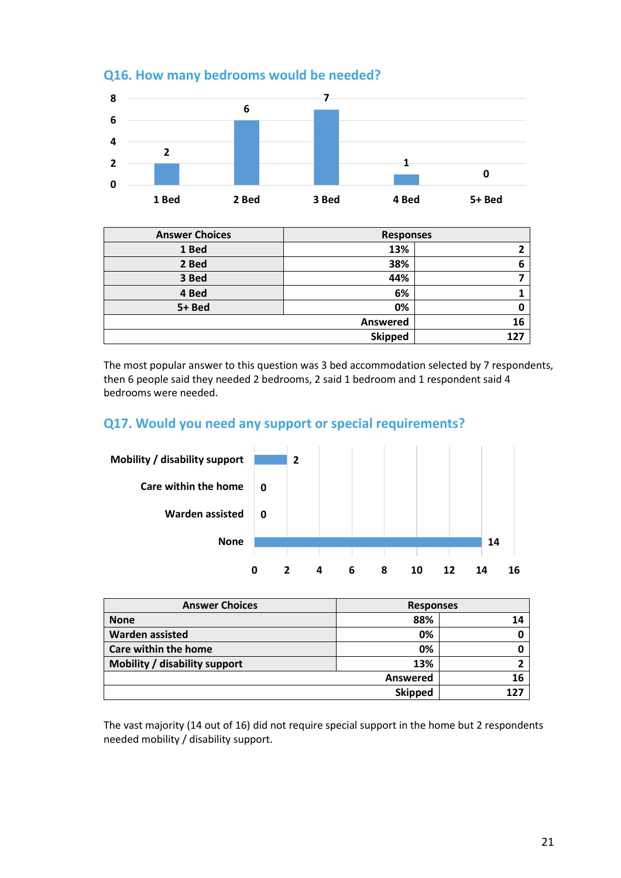## Q16. How many bedrooms would be needed?

| Answer Choices | Responses | |
|---|---|---|
| 1 Bed | 13% | 2 |
| 2 Bed | 38% | 6 |
| 3 Bed | 44% | 7 |
| 4 Bed | 6% | 1 |
| 5+ Bed | 0% | 0 |
| | Answered | 16 |
| | Skipped | 127 |

The most popular answer to this question was 3 bed accommodation selected by 7 respondents, then 6 people said they needed 2 bedrooms, 2 said 1 bedroom and 1 respondent said 4 bedrooms were needed.

## Q17. Would you need any support or special requirements?

| Answer Choices | Responses | |
|---|---|---|
| None | 88% | 14 |
| Warden assisted | 0% | 0 |
| Care within the home | 0% | 0 |
| Mobility / disability support | 13% | 2 |
| | Answered | 16 |
| | Skipped | 127 |

The vast majority (14 out of 16) did not require special support in the home but 2 respondents needed mobility / disability support.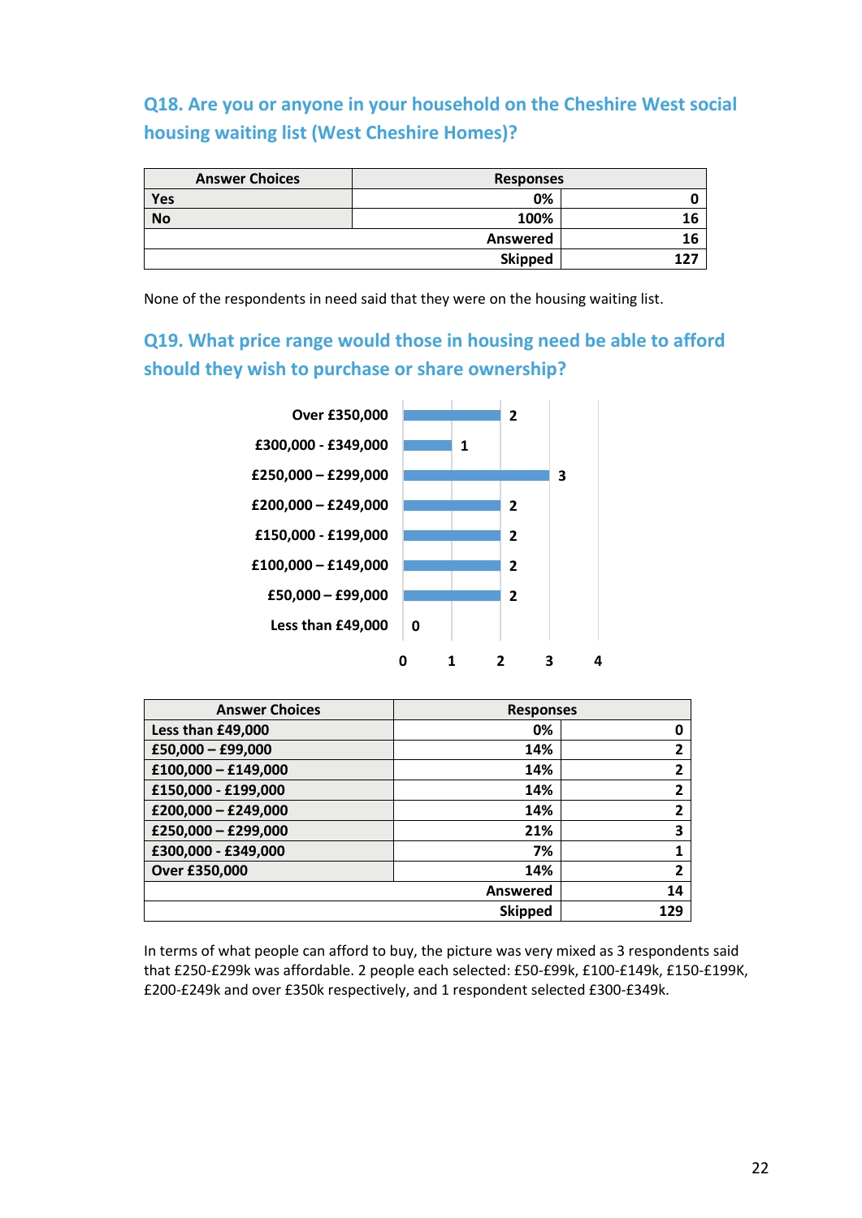## Q18. Are you or anyone in your household on the Cheshire West social housing waiting list (West Cheshire Homes)?

| Answer Choices | Responses | |
|---|---|---|
| Yes | 0% | 0 |
| No | 100% | 16 |
| | Answered | 16 |
| | Skipped | 127 |

None of the respondents in need said that they were on the housing waiting list.

## Q19. What price range would those in housing need be able to afford should they wish to purchase or share ownership?

| Answer Choices | Responses | |
|---|---|---|
| Less than £49,000 | 0% | 0 |
| £50,000 – £99,000 | 14% | 2 |
| £100,000 – £149,000 | 14% | 2 |
| £150,000 - £199,000 | 14% | 2 |
| £200,000 – £249,000 | 14% | 2 |
| £250,000 – £299,000 | 21% | 3 |
| £300,000 - £349,000 | 7% | 1 |
| Over £350,000 | 14% | 2 |
| | Answered | 14 |
| | Skipped | 129 |

In terms of what people can afford to buy, the picture was very mixed as 3 respondents said that £250-£299k was affordable. 2 people each selected: £50-£99k, £100-£149k, £150-£199K, £200-£249k and over £350k respectively, and 1 respondent selected £300-£349k.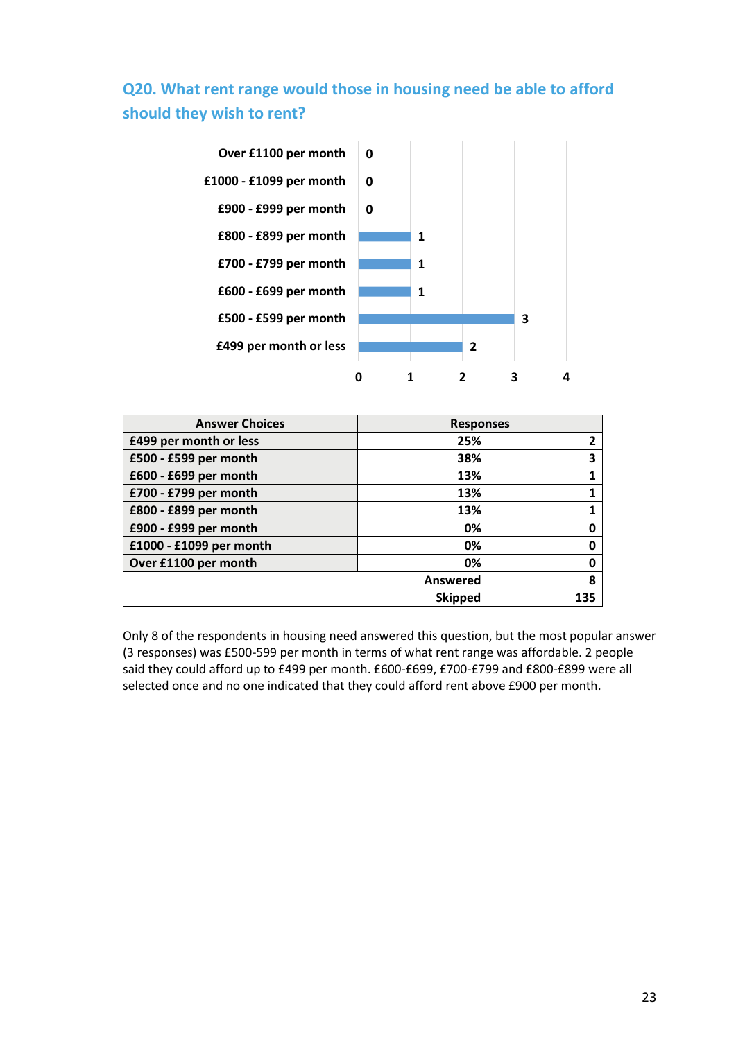## Q20. What rent range would those in housing need be able to afford should they wish to rent?

| Answer Choices | Responses | |
|---|---|---|
| £499 per month or less | 25% | 2 |
| £500 - £599 per month | 38% | 3 |
| £600 - £699 per month | 13% | 1 |
| £700 - £799 per month | 13% | 1 |
| £800 - £899 per month | 13% | 1 |
| £900 - £999 per month | 0% | 0 |
| £1000 - £1099 per month | 0% | 0 |
| Over £1100 per month | 0% | 0 |
| | Answered | 8 |
| | Skipped | 135 |

Only 8 of the respondents in housing need answered this question, but the most popular answer (3 responses) was £500-599 per month in terms of what rent range was affordable. 2 people said they could afford up to £499 per month. £600-£699, £700-£799 and £800-£899 were all selected once and no one indicated that they could afford rent above £900 per month.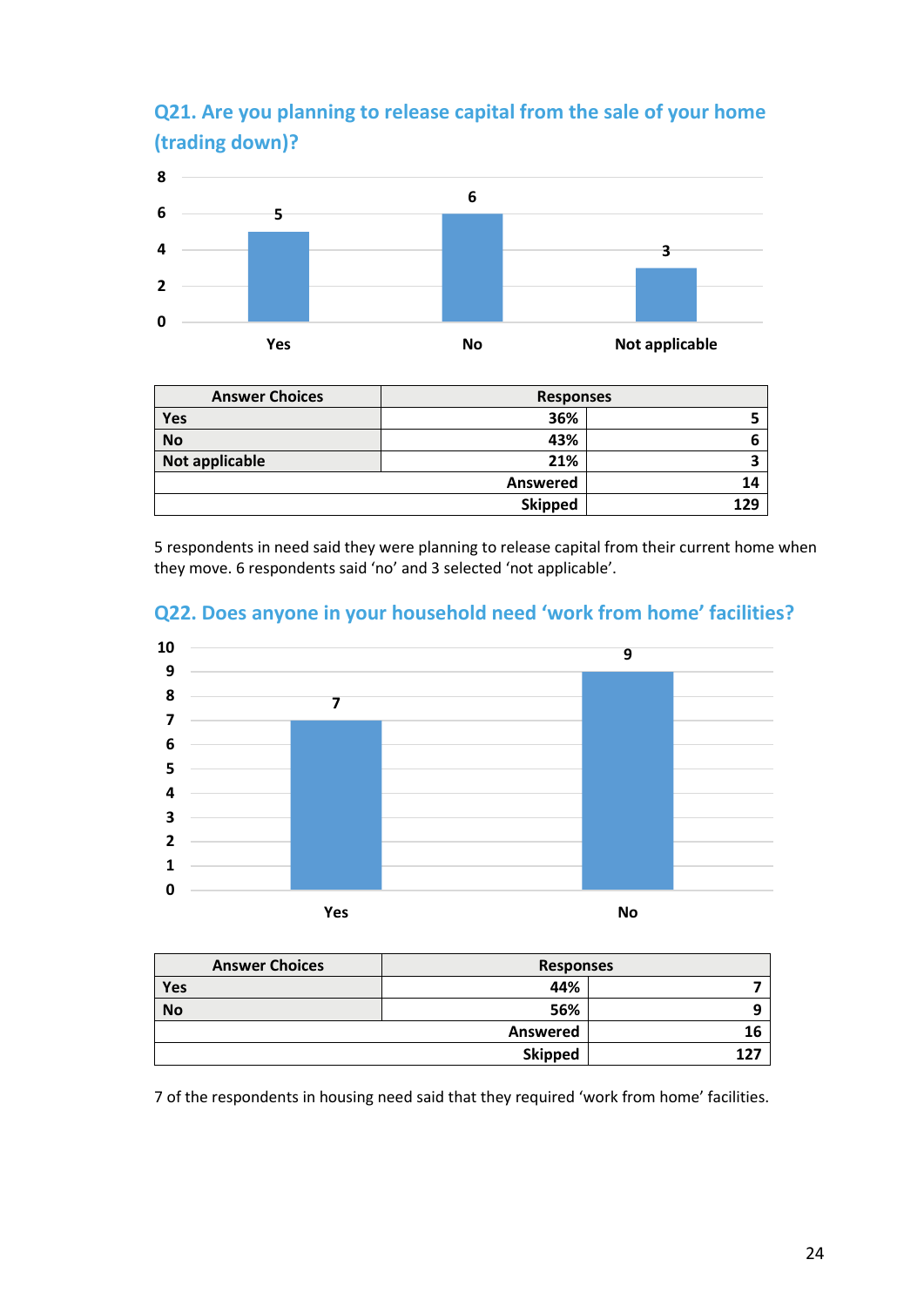## Q21. Are you planning to release capital from the sale of your home (trading down)?

| Answer Choices | Responses | |
|---|---|---|
| Yes | 36% | 5 |
| No | 43% | 6 |
| Not applicable | 21% | 3 |
| | Answered | 14 |
| | Skipped | 129 |

5 respondents in need said they were planning to release capital from their current home when they move. 6 respondents said 'no' and 3 selected 'not applicable'.

## Q22. Does anyone in your household need 'work from home' facilities?

| Answer Choices | Responses | |
|---|---|---|
| Yes | 44% | 7 |
| No | 56% | 9 |
| | Answered | 16 |
| | Skipped | 127 |

7 of the respondents in housing need said that they required 'work from home' facilities.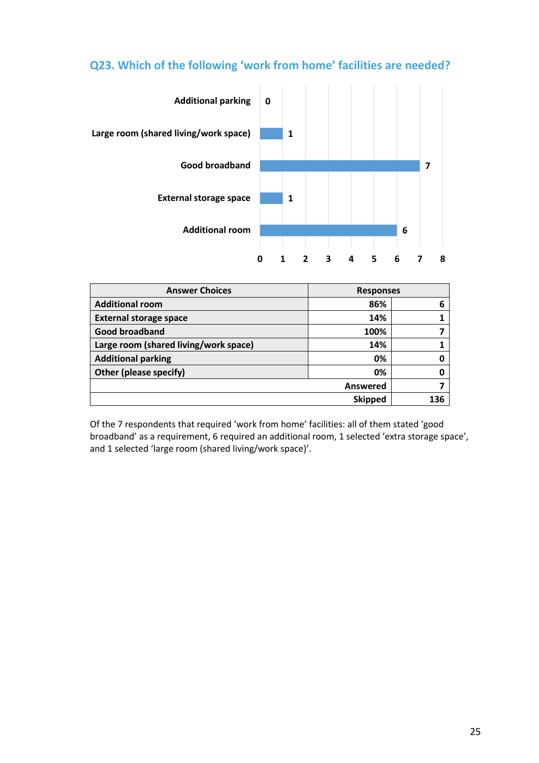## Q23. Which of the following 'work from home' facilities are needed?

| Answer Choices | Responses | |
|---|---|---|
| Additional room | 86% | 6 |
| External storage space | 14% | 1 |
| Good broadband | 100% | 7 |
| Large room (shared living/work space) | 14% | 1 |
| Additional parking | 0% | 0 |
| Other (please specify) | 0% | 0 |
| | Answered | 7 |
| | Skipped | 136 |

Of the 7 respondents that required 'work from home' facilities: all of them stated 'good broadband' as a requirement, 6 required an additional room, 1 selected 'extra storage space', and 1 selected 'large room (shared living/work space)'.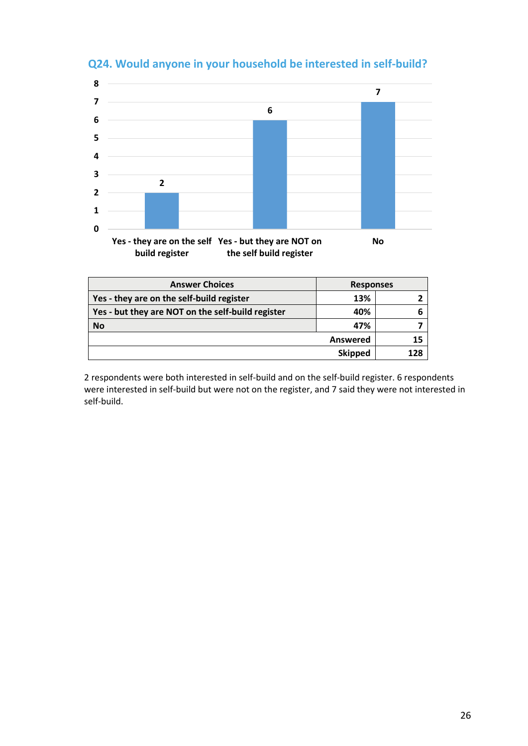## Q24. Would anyone in your household be interested in self-build?

| Answer Choices | Responses | |
|---|---|---|
| Yes - they are on the self-build register | 13% | 2 |
| Yes - but they are NOT on the self-build register | 40% | 6 |
| No | 47% | 7 |
| | Answered | 15 |
| | Skipped | 128 |

2 respondents were both interested in self-build and on the self-build register. 6 respondents were interested in self-build but were not on the register, and 7 said they were not interested in self-build.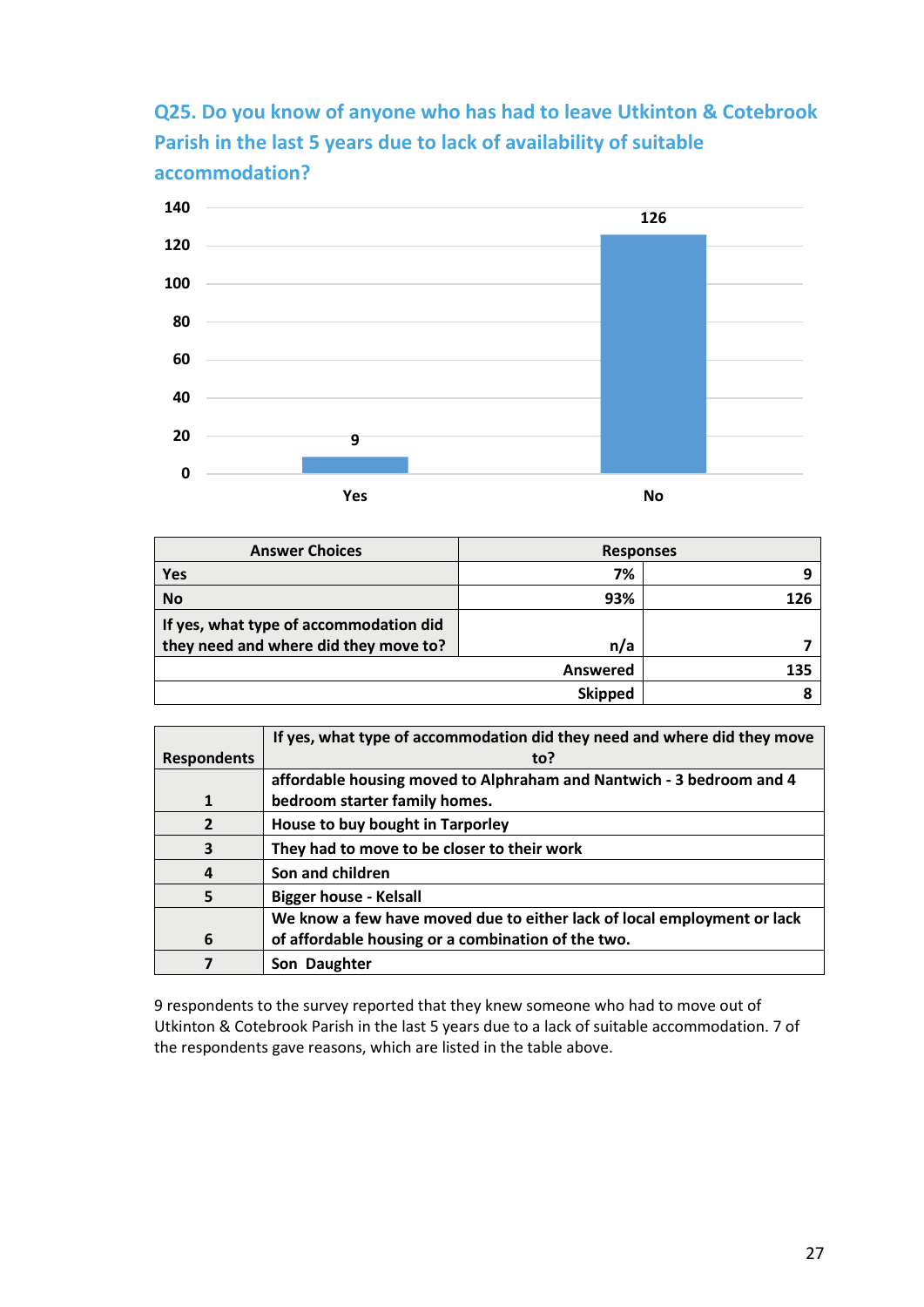## Q25. Do you know of anyone who has had to leave Utkinton & Cotebrook Parish in the last 5 years due to lack of availability of suitable accommodation?

| Answer Choices | Responses | |
|---|---|---|
| Yes | 7% | 9 |
| No | 93% | 126 |
| If yes, what type of accommodation did they need and where did they move to? | n/a | 7 |
| | Answered | 135 |
| | Skipped | 8 |

| Respondents | If yes, what type of accommodation did they need and where did they move to? |
|---|---|
| 1 | affordable housing moved to Alphraham and Nantwich - 3 bedroom and 4 bedroom starter family homes. |
| 2 | House to buy bought in Tarporley |
| 3 | They had to move to be closer to their work |
| 4 | Son and children |
| 5 | Bigger house - Kelsall |
| 6 | We know a few have moved due to either lack of local employment or lack of affordable housing or a combination of the two. |
| 7 | Son  Daughter |

9 respondents to the survey reported that they knew someone who had to move out of Utkinton & Cotebrook Parish in the last 5 years due to a lack of suitable accommodation. 7 of the respondents gave reasons, which are listed in the table above.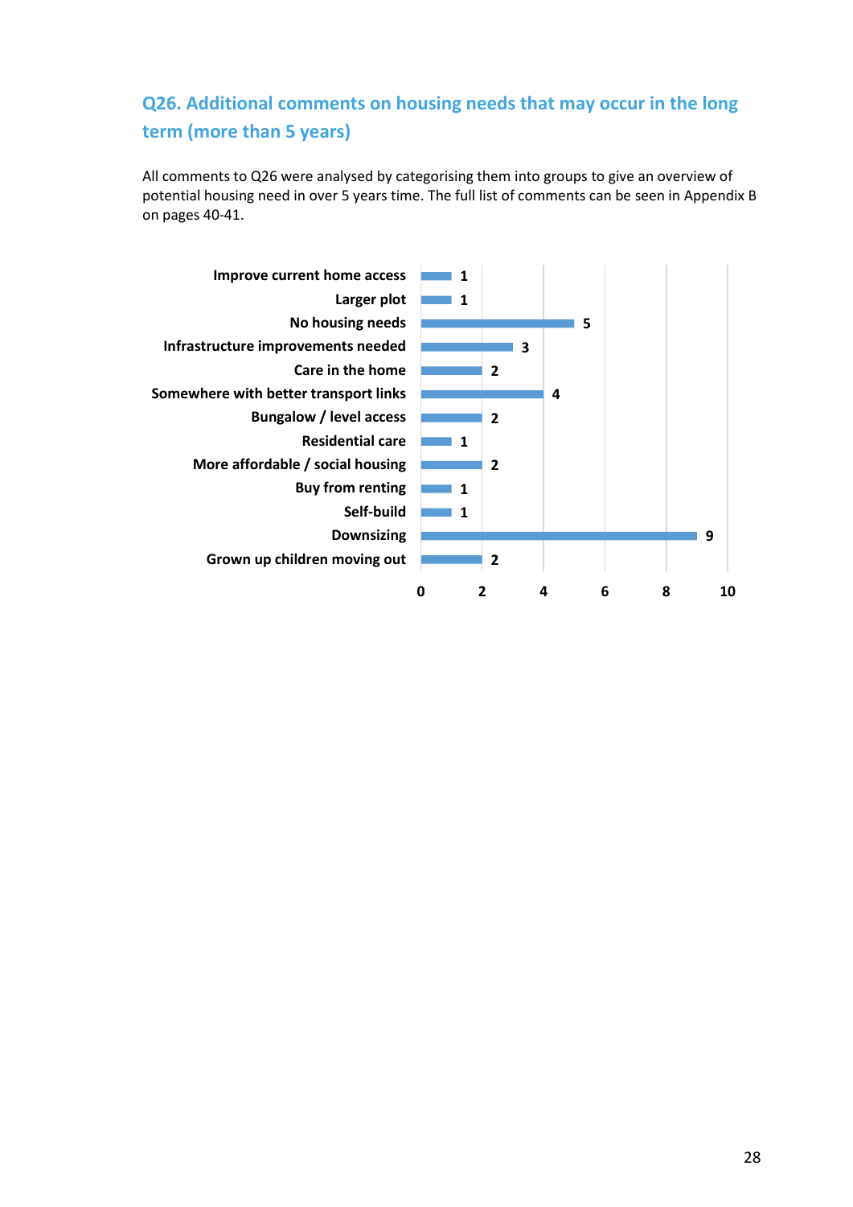## Q26. Additional comments on housing needs that may occur in the long term (more than 5 years)

All comments to Q26 were analysed by categorising them into groups to give an overview of potential housing need in over 5 years time. The full list of comments can be seen in Appendix B on pages 40-41.

| Category | Count |
|---|---|
| Improve current home access | 1 |
| Larger plot | 1 |
| No housing needs | 5 |
| Infrastructure improvements needed | 3 |
| Care in the home | 2 |
| Somewhere with better transport links | 4 |
| Bungalow / level access | 2 |
| Residential care | 1 |
| More affordable / social housing | 2 |
| Buy from renting | 1 |
| Self-build | 1 |
| Downsizing | 9 |
| Grown up children moving out | 2 |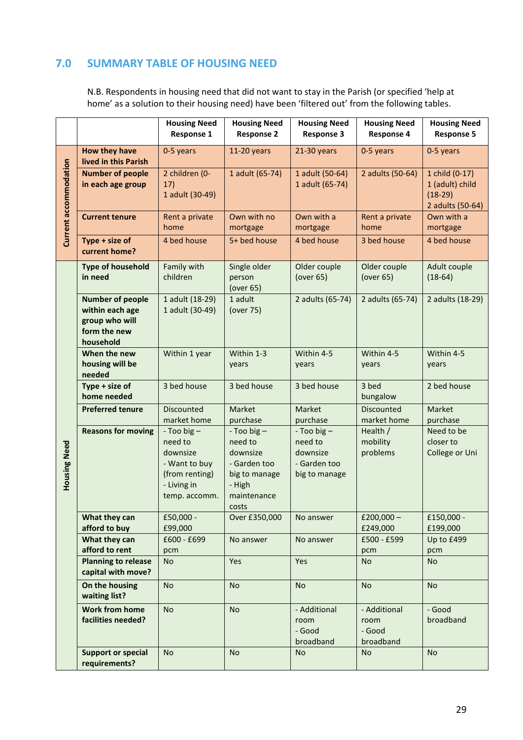## 7.0 SUMMARY TABLE OF HOUSING NEED

N.B. Respondents in housing need that did not want to stay in the Parish (or specified 'help at home' as a solution to their housing need) have been 'filtered out' from the following tables.

| | | Housing Need Response 1 | Housing Need Response 2 | Housing Need Response 3 | Housing Need Response 4 | Housing Need Response 5 |
|---|---|---|---|---|---|---|
| Current accommodation | How they have lived in this Parish | 0-5 years | 11-20 years | 21-30 years | 0-5 years | 0-5 years |
| | Number of people in each age group | 2 children (0-17)<br>1 adult (30-49) | 1 adult (65-74) | 1 adult (50-64)<br>1 adult (65-74) | 2 adults (50-64) | 1 child (0-17)<br>1 (adult) child (18-29)<br>2 adults (50-64) |
| | Current tenure | Rent a private home | Own with no mortgage | Own with a mortgage | Rent a private home | Own with a mortgage |
| | Type + size of current home? | 4 bed house | 5+ bed house | 4 bed house | 3 bed house | 4 bed house |
| Housing Need | Type of household in need | Family with children | Single older person (over 65) | Older couple (over 65) | Older couple (over 65) | Adult couple (18-64) |
| | Number of people within each age group who will form the new household | 1 adult (18-29)<br>1 adult (30-49) | 1 adult (over 75) | 2 adults (65-74) | 2 adults (65-74) | 2 adults (18-29) |
| | When the new housing will be needed | Within 1 year | Within 1-3 years | Within 4-5 years | Within 4-5 years | Within 4-5 years |
| | Type + size of home needed | 3 bed house | 3 bed house | 3 bed house | 3 bed bungalow | 2 bed house |
| | Preferred tenure | Discounted market home | Market purchase | Market purchase | Discounted market home | Market purchase |
| | Reasons for moving | - Too big – need to downsize<br>- Want to buy (from renting)<br>- Living in temp. accomm. | - Too big – need to downsize<br>- Garden too big to manage<br>- High maintenance costs | - Too big – need to downsize<br>- Garden too big to manage | Health / mobility problems | Need to be closer to College or Uni |
| | What they can afford to buy | £50,000 - £99,000 | Over £350,000 | No answer | £200,000 – £249,000 | £150,000 - £199,000 |
| | What they can afford to rent | £600 - £699 pcm | No answer | No answer | £500 - £599 pcm | Up to £499 pcm |
| | Planning to release capital with move? | No | Yes | Yes | No | No |
| | On the housing waiting list? | No | No | No | No | No |
| | Work from home facilities needed? | No | No | - Additional room<br>- Good broadband | - Additional room<br>- Good broadband | - Good broadband |
| | Support or special requirements? | No | No | No | No | No |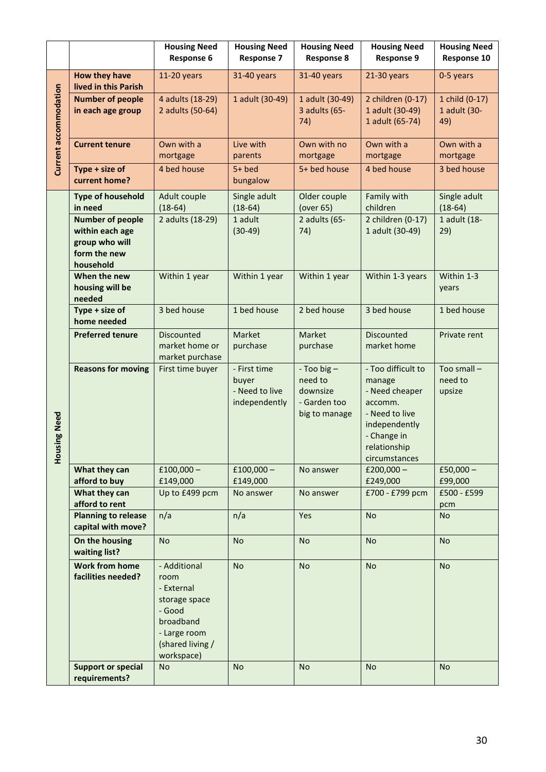| | | Housing Need Response 6 | Housing Need Response 7 | Housing Need Response 8 | Housing Need Response 9 | Housing Need Response 10 |
|---|---|---|---|---|---|---|
| Current accommodation | How they have lived in this Parish | 11-20 years | 31-40 years | 31-40 years | 21-30 years | 0-5 years |
| | Number of people in each age group | 4 adults (18-29)<br>2 adults (50-64) | 1 adult (30-49) | 1 adult (30-49)<br>3 adults (65-74) | 2 children (0-17)<br>1 adult (30-49)<br>1 adult (65-74) | 1 child (0-17)<br>1 adult (30-49) |
| | Current tenure | Own with a mortgage | Live with parents | Own with no mortgage | Own with a mortgage | Own with a mortgage |
| | Type + size of current home? | 4 bed house | 5+ bed bungalow | 5+ bed house | 4 bed house | 3 bed house |
| Housing Need | Type of household in need | Adult couple (18-64) | Single adult (18-64) | Older couple (over 65) | Family with children | Single adult (18-64) |
| | Number of people within each age group who will form the new household | 2 adults (18-29) | 1 adult (30-49) | 2 adults (65-74) | 2 children (0-17)<br>1 adult (30-49) | 1 adult (18-29) |
| | When the new housing will be needed | Within 1 year | Within 1 year | Within 1 year | Within 1-3 years | Within 1-3 years |
| | Type + size of home needed | 3 bed house | 1 bed house | 2 bed house | 3 bed house | 1 bed house |
| | Preferred tenure | Discounted market home or market purchase | Market purchase | Market purchase | Discounted market home | Private rent |
| | Reasons for moving | First time buyer | - First time buyer<br>- Need to live independently | - Too big – need to downsize<br>- Garden too big to manage | - Too difficult to manage<br>- Need cheaper accomm.<br>- Need to live independently<br>- Change in relationship circumstances | Too small – need to upsize |
| | What they can afford to buy | £100,000 – £149,000 | £100,000 – £149,000 | No answer | £200,000 – £249,000 | £50,000 – £99,000 |
| | What they can afford to rent | Up to £499 pcm | No answer | No answer | £700 - £799 pcm | £500 - £599 pcm |
| | Planning to release capital with move? | n/a | n/a | Yes | No | No |
| | On the housing waiting list? | No | No | No | No | No |
| | Work from home facilities needed? | - Additional room<br>- External storage space<br>- Good broadband<br>- Large room (shared living / workspace) | No | No | No | No |
| | Support or special requirements? | No | No | No | No | No |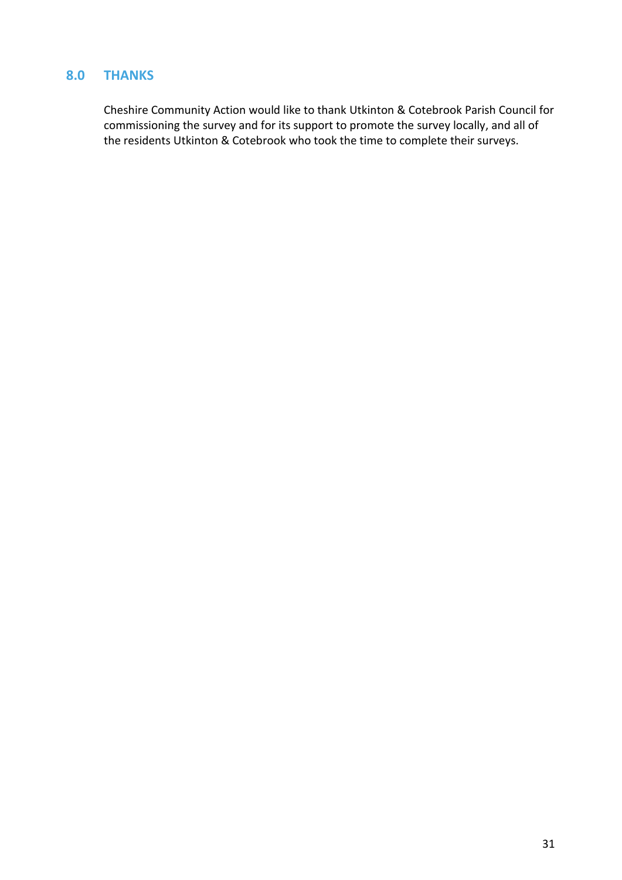## 8.0 THANKS

Cheshire Community Action would like to thank Utkinton & Cotebrook Parish Council for commissioning the survey and for its support to promote the survey locally, and all of the residents Utkinton & Cotebrook who took the time to complete their surveys.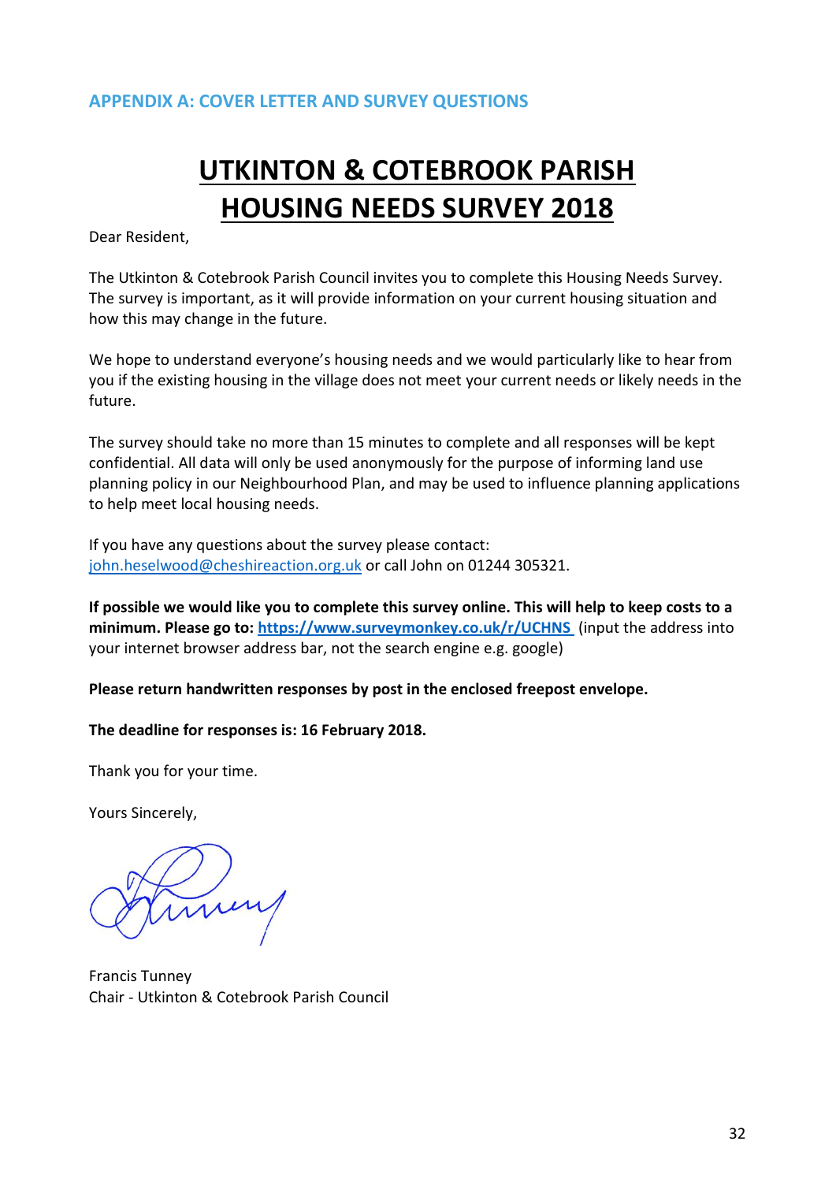## APPENDIX A: COVER LETTER AND SURVEY QUESTIONS

# UTKINTON & COTEBROOK PARISH HOUSING NEEDS SURVEY 2018

Dear Resident,

The Utkinton & Cotebrook Parish Council invites you to complete this Housing Needs Survey. The survey is important, as it will provide information on your current housing situation and how this may change in the future.

We hope to understand everyone's housing needs and we would particularly like to hear from you if the existing housing in the village does not meet your current needs or likely needs in the future.

The survey should take no more than 15 minutes to complete and all responses will be kept confidential. All data will only be used anonymously for the purpose of informing land use planning policy in our Neighbourhood Plan, and may be used to influence planning applications to help meet local housing needs.

If you have any questions about the survey please contact: john.heselwood@cheshireaction.org.uk or call John on 01244 305321.

**If possible we would like you to complete this survey online. This will help to keep costs to a minimum. Please go to: https://www.surveymonkey.co.uk/r/UCHNS** (input the address into your internet browser address bar, not the search engine e.g. google)

**Please return handwritten responses by post in the enclosed freepost envelope.**

**The deadline for responses is: 16 February 2018.**

Thank you for your time.

Yours Sincerely,

Francis Tunney
Chair - Utkinton & Cotebrook Parish Council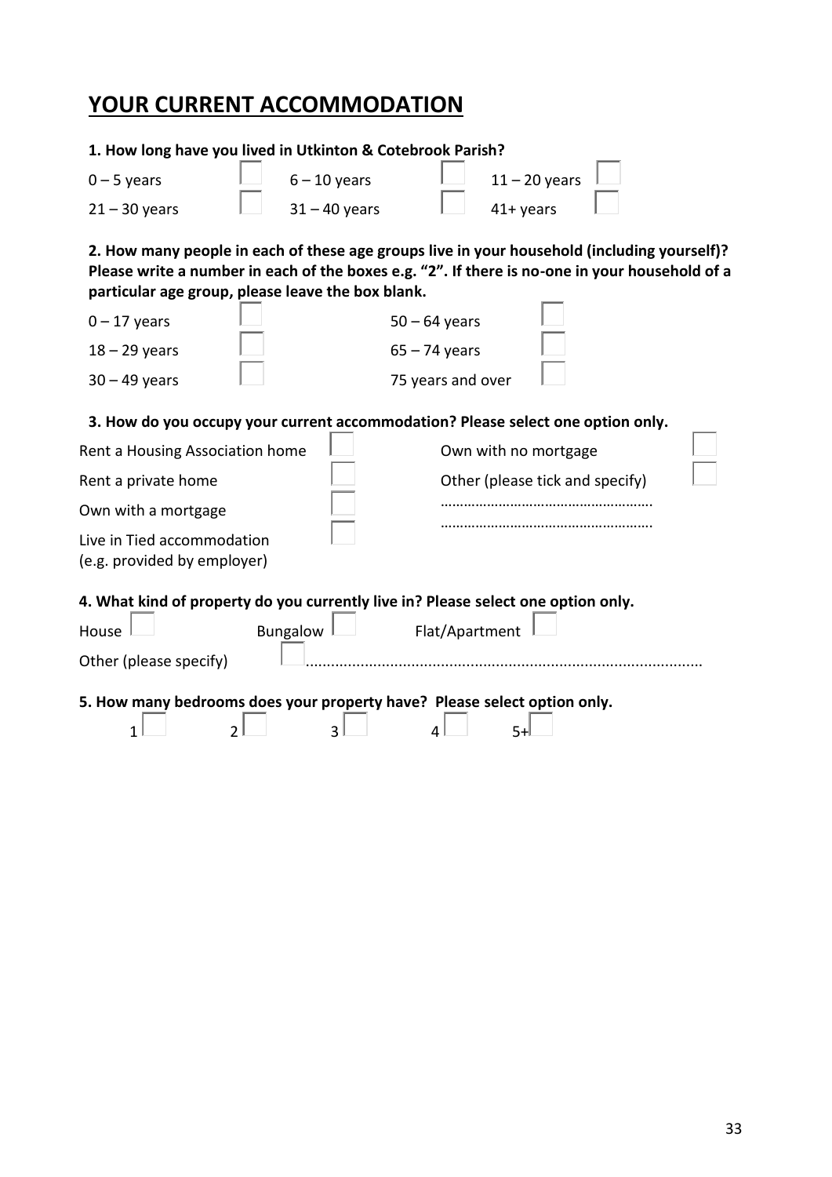# YOUR CURRENT ACCOMMODATION

**1. How long have you lived in Utkinton & Cotebrook Parish?**

0 – 5 years ☐ 6 – 10 years ☐ 11 – 20 years ☐

21 – 30 years ☐ 31 – 40 years ☐ 41+ years ☐

**2. How many people in each of these age groups live in your household (including yourself)? Please write a number in each of the boxes e.g. "2". If there is no-one in your household of a particular age group, please leave the box blank.**

0 – 17 years ☐ 50 – 64 years ☐

18 – 29 years ☐ 65 – 74 years ☐

30 – 49 years ☐ 75 years and over ☐

**3. How do you occupy your current accommodation? Please select one option only.**

Rent a Housing Association home ☐

Rent a private home ☐

Own with a mortgage ☐

Live in Tied accommodation (e.g. provided by employer) ☐

Own with no mortgage ☐

Other (please tick and specify) ☐

……………………………………………….

……………………………………………….

**4. What kind of property do you currently live in? Please select one option only.**

House ☐ Bungalow ☐ Flat/Apartment ☐

Other (please specify) ☐............................................................................................

**5. How many bedrooms does your property have? Please select option only.**

1 ☐ 2 ☐ 3 ☐ 4 ☐ 5+ ☐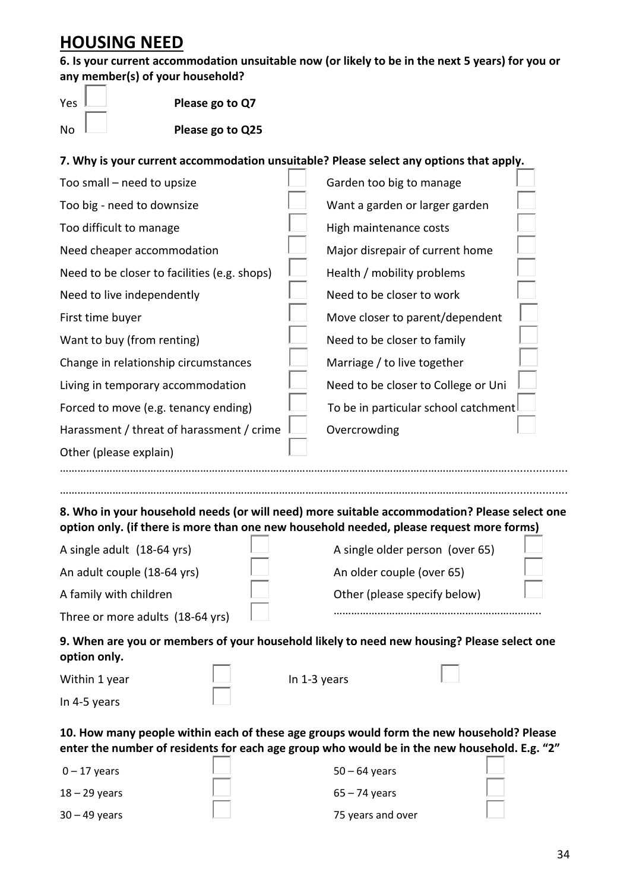# HOUSING NEED

**6. Is your current accommodation unsuitable now (or likely to be in the next 5 years) for you or any member(s) of your household?**

Yes ☐ **Please go to Q7**

No ☐ **Please go to Q25**

**7. Why is your current accommodation unsuitable? Please select any options that apply.**

| | | | |
|---|---|---|---|
| Too small – need to upsize | ☐ | Garden too big to manage | ☐ |
| Too big - need to downsize | ☐ | Want a garden or larger garden | ☐ |
| Too difficult to manage | ☐ | High maintenance costs | ☐ |
| Need cheaper accommodation | ☐ | Major disrepair of current home | ☐ |
| Need to be closer to facilities (e.g. shops) | ☐ | Health / mobility problems | ☐ |
| Need to live independently | ☐ | Need to be closer to work | ☐ |
| First time buyer | ☐ | Move closer to parent/dependent | ☐ |
| Want to buy (from renting) | ☐ | Need to be closer to family | ☐ |
| Change in relationship circumstances | ☐ | Marriage / to live together | ☐ |
| Living in temporary accommodation | ☐ | Need to be closer to College or Uni | ☐ |
| Forced to move (e.g. tenancy ending) | ☐ | To be in particular school catchment | ☐ |
| Harassment / threat of harassment / crime | ☐ | Overcrowding | ☐ |
| Other (please explain) | ☐ | | |

……………………………………………………………………………………………………………………………………

……………………………………………………………………………………………………………………………………

**8. Who in your household needs (or will need) more suitable accommodation? Please select one option only. (if there is more than one new household needed, please request more forms)**

| | | | |
|---|---|---|---|
| A single adult (18-64 yrs) | ☐ | A single older person (over 65) | ☐ |
| An adult couple (18-64 yrs) | ☐ | An older couple (over 65) | ☐ |
| A family with children | ☐ | Other (please specify below) | ☐ |
| Three or more adults (18-64 yrs) | ☐ | …………………………………………………………… | |

**9. When are you or members of your household likely to need new housing? Please select one option only.**

| | | | |
|---|---|---|---|
| Within 1 year | ☐ | In 1-3 years | ☐ |
| In 4-5 years | ☐ | | |

**10. How many people within each of these age groups would form the new household? Please enter the number of residents for each age group who would be in the new household. E.g. "2"**

| | | | |
|---|---|---|---|
| 0 – 17 years | ☐ | 50 – 64 years | ☐ |
| 18 – 29 years | ☐ | 65 – 74 years | ☐ |
| 30 – 49 years | ☐ | 75 years and over | ☐ |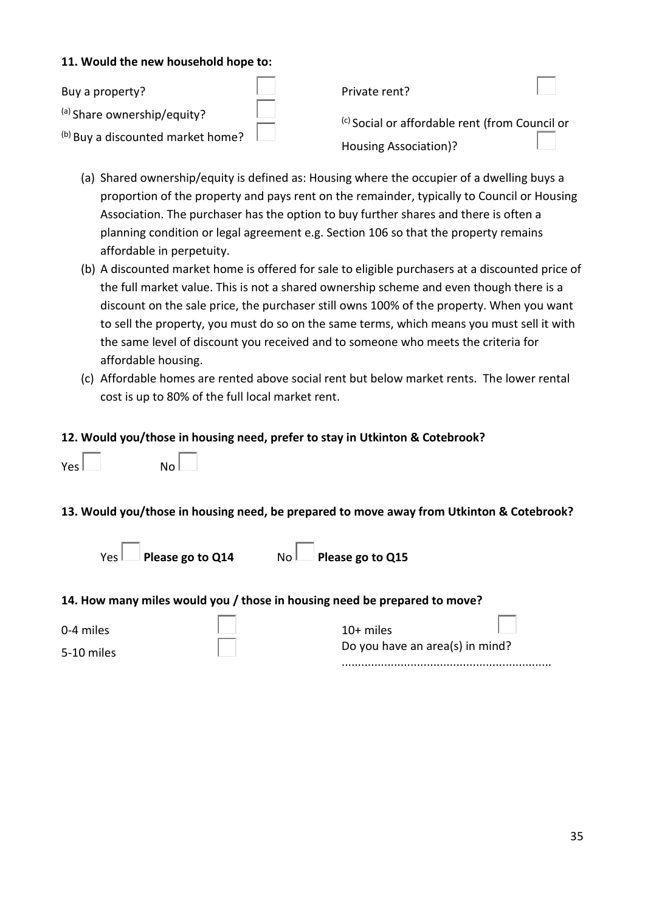**11. Would the new household hope to:**

- Buy a property? ☐
- [a] Share ownership/equity? ☐
- [b] Buy a discounted market home? ☐
- Private rent? ☐
- [c] Social or affordable rent (from Council or Housing Association)? ☐

(a) Shared ownership/equity is defined as: Housing where the occupier of a dwelling buys a proportion of the property and pays rent on the remainder, typically to Council or Housing Association. The purchaser has the option to buy further shares and there is often a planning condition or legal agreement e.g. Section 106 so that the property remains affordable in perpetuity.

(b) A discounted market home is offered for sale to eligible purchasers at a discounted price of the full market value. This is not a shared ownership scheme and even though there is a discount on the sale price, the purchaser still owns 100% of the property. When you want to sell the property, you must do so on the same terms, which means you must sell it with the same level of discount you received and to someone who meets the criteria for affordable housing.

(c) Affordable homes are rented above social rent but below market rents. The lower rental cost is up to 80% of the full local market rent.

**12. Would you/those in housing need, prefer to stay in Utkinton & Cotebrook?**

Yes ☐ No ☐

**13. Would you/those in housing need, be prepared to move away from Utkinton & Cotebrook?**

Yes ☐ **Please go to Q14** No ☐ **Please go to Q15**

**14. How many miles would you / those in housing need be prepared to move?**

- 0-4 miles ☐
- 5-10 miles ☐
- 10+ miles ☐

Do you have an area(s) in mind?

..............................................................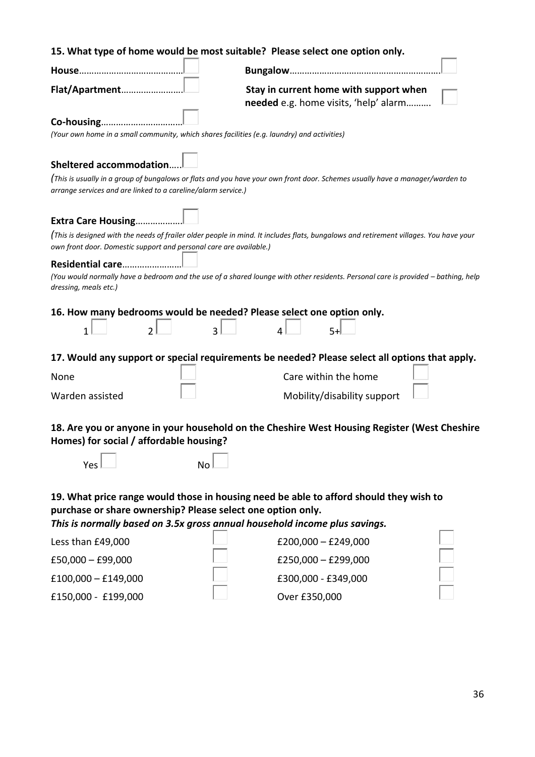**15. What type of home would be most suitable? Please select one option only.**

- **House**………………………………… ☐
- **Bungalow**…………………………………………………. ☐
- **Flat/Apartment**…………………… ☐
- **Stay in current home with support when needed** e.g. home visits, 'help' alarm………. ☐
- **Co-housing**…………………………… ☐

*(Your own home in a small community, which shares facilities (e.g. laundry) and activities)*

**Sheltered accommodation**….. ☐

*(This is usually in a group of bungalows or flats and you have your own front door. Schemes usually have a manager/warden to arrange services and are linked to a careline/alarm service.)*

**Extra Care Housing**……………… ☐

*(This is designed with the needs of frailer older people in mind. It includes flats, bungalows and retirement villages. You have your own front door. Domestic support and personal care are available.)*

**Residential care**…………………… ☐

*(You would normally have a bedroom and the use of a shared lounge with other residents. Personal care is provided – bathing, help dressing, meals etc.)*

**16. How many bedrooms would be needed? Please select one option only.**

1 ☐ 2 ☐ 3 ☐ 4 ☐ 5+ ☐

**17. Would any support or special requirements be needed? Please select all options that apply.**

- None ☐
- Care within the home ☐
- Warden assisted ☐
- Mobility/disability support ☐

**18. Are you or anyone in your household on the Cheshire West Housing Register (West Cheshire Homes) for social / affordable housing?**

Yes ☐ No ☐

**19. What price range would those in housing need be able to afford should they wish to purchase or share ownership? Please select one option only.**

***This is normally based on 3.5x gross annual household income plus savings.***

- Less than £49,000 ☐
- £200,000 – £249,000 ☐
- £50,000 – £99,000 ☐
- £250,000 – £299,000 ☐
- £100,000 – £149,000 ☐
- £300,000 - £349,000 ☐
- £150,000 - £199,000 ☐
- Over £350,000 ☐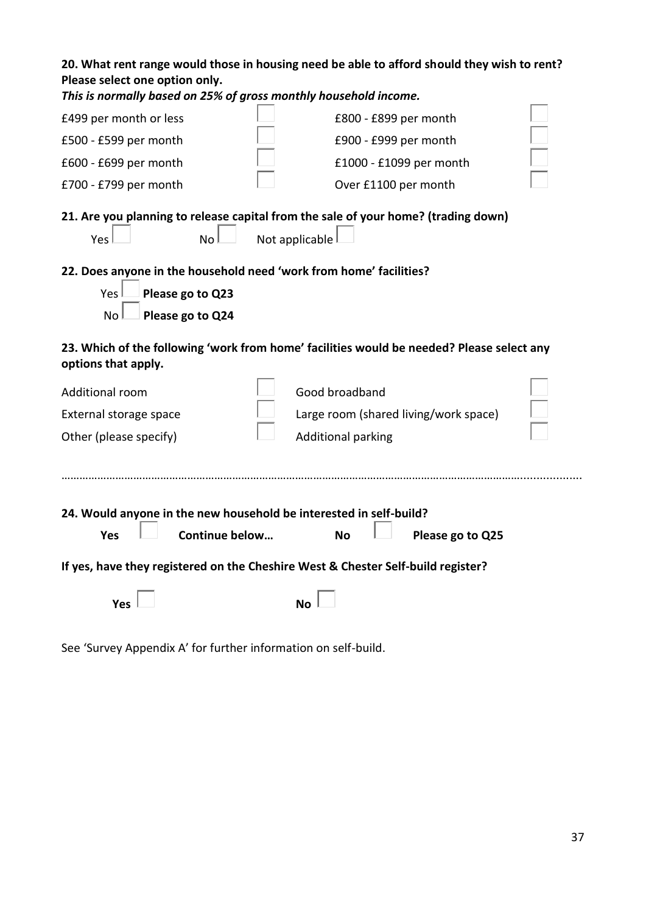**20. What rent range would those in housing need be able to afford should they wish to rent? Please select one option only.**
***This is normally based on 25% of gross monthly household income.***

| | | | |
|---|---|---|---|
| £499 per month or less | ☐ | £800 - £899 per month | ☐ |
| £500 - £599 per month | ☐ | £900 - £999 per month | ☐ |
| £600 - £699 per month | ☐ | £1000 - £1099 per month | ☐ |
| £700 - £799 per month | ☐ | Over £1100 per month | ☐ |

**21. Are you planning to release capital from the sale of your home? (trading down)**

Yes ☐ No ☐ Not applicable ☐

**22. Does anyone in the household need 'work from home' facilities?**

Yes ☐ **Please go to Q23**
No ☐ **Please go to Q24**

**23. Which of the following 'work from home' facilities would be needed? Please select any options that apply.**

| | | | |
|---|---|---|---|
| Additional room | ☐ | Good broadband | ☐ |
| External storage space | ☐ | Large room (shared living/work space) | ☐ |
| Other (please specify) | ☐ | Additional parking | ☐ |

…………………………………………………………………………………………………………………………………………..................

**24. Would anyone in the new household be interested in self-build?**

**Yes** ☐ **Continue below…** **No** ☐ **Please go to Q25**

**If yes, have they registered on the Cheshire West & Chester Self-build register?**

**Yes** ☐ **No** ☐

See 'Survey Appendix A' for further information on self-build.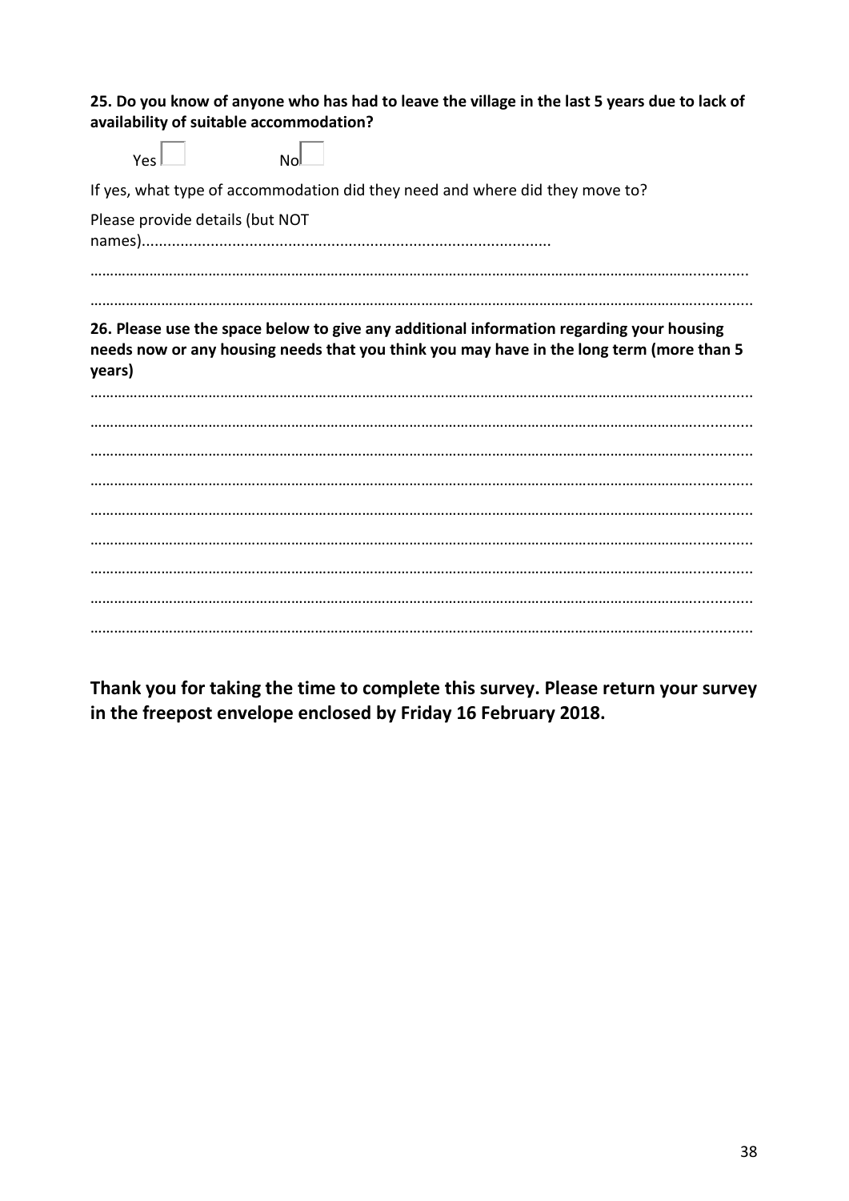**25. Do you know of anyone who has had to leave the village in the last 5 years due to lack of availability of suitable accommodation?**

Yes ☐ No ☐

If yes, what type of accommodation did they need and where did they move to?

Please provide details (but NOT names)..............................................................................................

……………………………………………………………………………………………………………………………...........

……………………………………………………………………………………………………………………………...........

**26. Please use the space below to give any additional information regarding your housing needs now or any housing needs that you think you may have in the long term (more than 5 years)**

……………………………………………………………………………………………………………………………...........

……………………………………………………………………………………………………………………………...........

……………………………………………………………………………………………………………………………...........

……………………………………………………………………………………………………………………………...........

……………………………………………………………………………………………………………………………...........

……………………………………………………………………………………………………………………………...........

……………………………………………………………………………………………………………………………...........

……………………………………………………………………………………………………………………………...........

……………………………………………………………………………………………………………………………...........

**Thank you for taking the time to complete this survey. Please return your survey in the freepost envelope enclosed by Friday 16 February 2018.**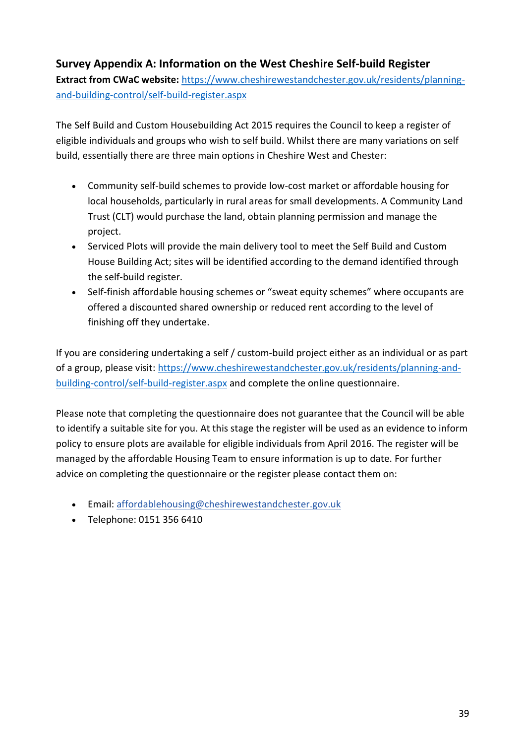## Survey Appendix A: Information on the West Cheshire Self-build Register

**Extract from CWaC website:** https://www.cheshirewestandchester.gov.uk/residents/planning-and-building-control/self-build-register.aspx

The Self Build and Custom Housebuilding Act 2015 requires the Council to keep a register of eligible individuals and groups who wish to self build. Whilst there are many variations on self build, essentially there are three main options in Cheshire West and Chester:

- Community self-build schemes to provide low-cost market or affordable housing for local households, particularly in rural areas for small developments. A Community Land Trust (CLT) would purchase the land, obtain planning permission and manage the project.
- Serviced Plots will provide the main delivery tool to meet the Self Build and Custom House Building Act; sites will be identified according to the demand identified through the self-build register.
- Self-finish affordable housing schemes or "sweat equity schemes" where occupants are offered a discounted shared ownership or reduced rent according to the level of finishing off they undertake.

If you are considering undertaking a self / custom-build project either as an individual or as part of a group, please visit: https://www.cheshirewestandchester.gov.uk/residents/planning-and-building-control/self-build-register.aspx and complete the online questionnaire.

Please note that completing the questionnaire does not guarantee that the Council will be able to identify a suitable site for you. At this stage the register will be used as an evidence to inform policy to ensure plots are available for eligible individuals from April 2016. The register will be managed by the affordable Housing Team to ensure information is up to date. For further advice on completing the questionnaire or the register please contact them on:

- Email: affordablehousing@cheshirewestandchester.gov.uk
- Telephone: 0151 356 6410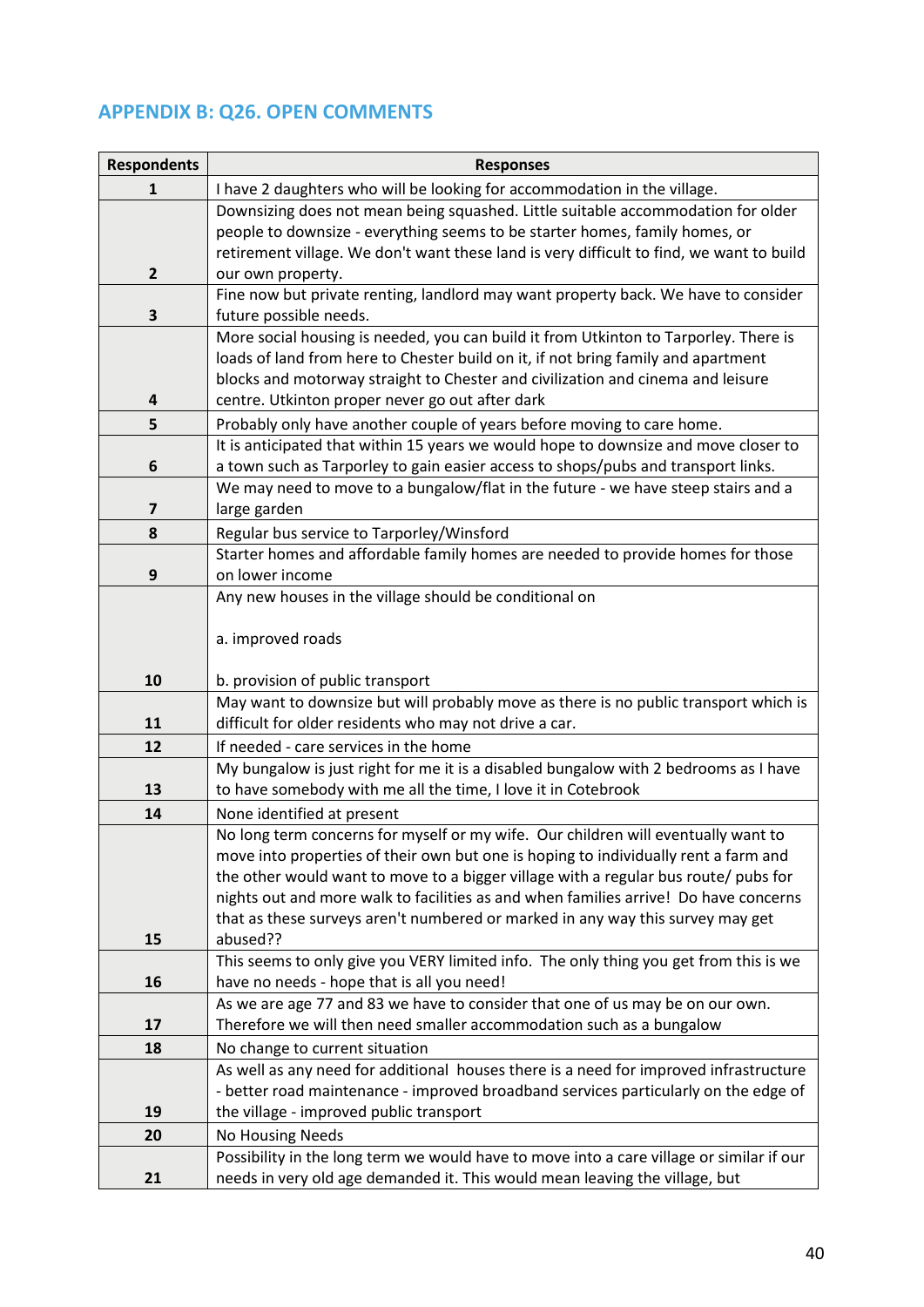## APPENDIX B: Q26. OPEN COMMENTS

| Respondents | Responses |
|---|---|
| 1 | I have 2 daughters who will be looking for accommodation in the village. |
| 2 | Downsizing does not mean being squashed. Little suitable accommodation for older people to downsize - everything seems to be starter homes, family homes, or retirement village. We don't want these land is very difficult to find, we want to build our own property. |
| 3 | Fine now but private renting, landlord may want property back. We have to consider future possible needs. |
| 4 | More social housing is needed, you can build it from Utkinton to Tarporley. There is loads of land from here to Chester build on it, if not bring family and apartment blocks and motorway straight to Chester and civilization and cinema and leisure centre. Utkinton proper never go out after dark |
| 5 | Probably only have another couple of years before moving to care home. |
| 6 | It is anticipated that within 15 years we would hope to downsize and move closer to a town such as Tarporley to gain easier access to shops/pubs and transport links. |
| 7 | We may need to move to a bungalow/flat in the future - we have steep stairs and a large garden |
| 8 | Regular bus service to Tarporley/Winsford |
| 9 | Starter homes and affordable family homes are needed to provide homes for those on lower income |
| 10 | Any new houses in the village should be conditional on<br><br>a. improved roads<br><br>b. provision of public transport |
| 11 | May want to downsize but will probably move as there is no public transport which is difficult for older residents who may not drive a car. |
| 12 | If needed - care services in the home |
| 13 | My bungalow is just right for me it is a disabled bungalow with 2 bedrooms as I have to have somebody with me all the time, I love it in Cotebrook |
| 14 | None identified at present |
| 15 | No long term concerns for myself or my wife. Our children will eventually want to move into properties of their own but one is hoping to individually rent a farm and the other would want to move to a bigger village with a regular bus route/ pubs for nights out and more walk to facilities as and when families arrive! Do have concerns that as these surveys aren't numbered or marked in any way this survey may get abused?? |
| 16 | This seems to only give you VERY limited info. The only thing you get from this is we have no needs - hope that is all you need! |
| 17 | As we are age 77 and 83 we have to consider that one of us may be on our own. Therefore we will then need smaller accommodation such as a bungalow |
| 18 | No change to current situation |
| 19 | As well as any need for additional houses there is a need for improved infrastructure - better road maintenance - improved broadband services particularly on the edge of the village - improved public transport |
| 20 | No Housing Needs |
| 21 | Possibility in the long term we would have to move into a care village or similar if our needs in very old age demanded it. This would mean leaving the village, but |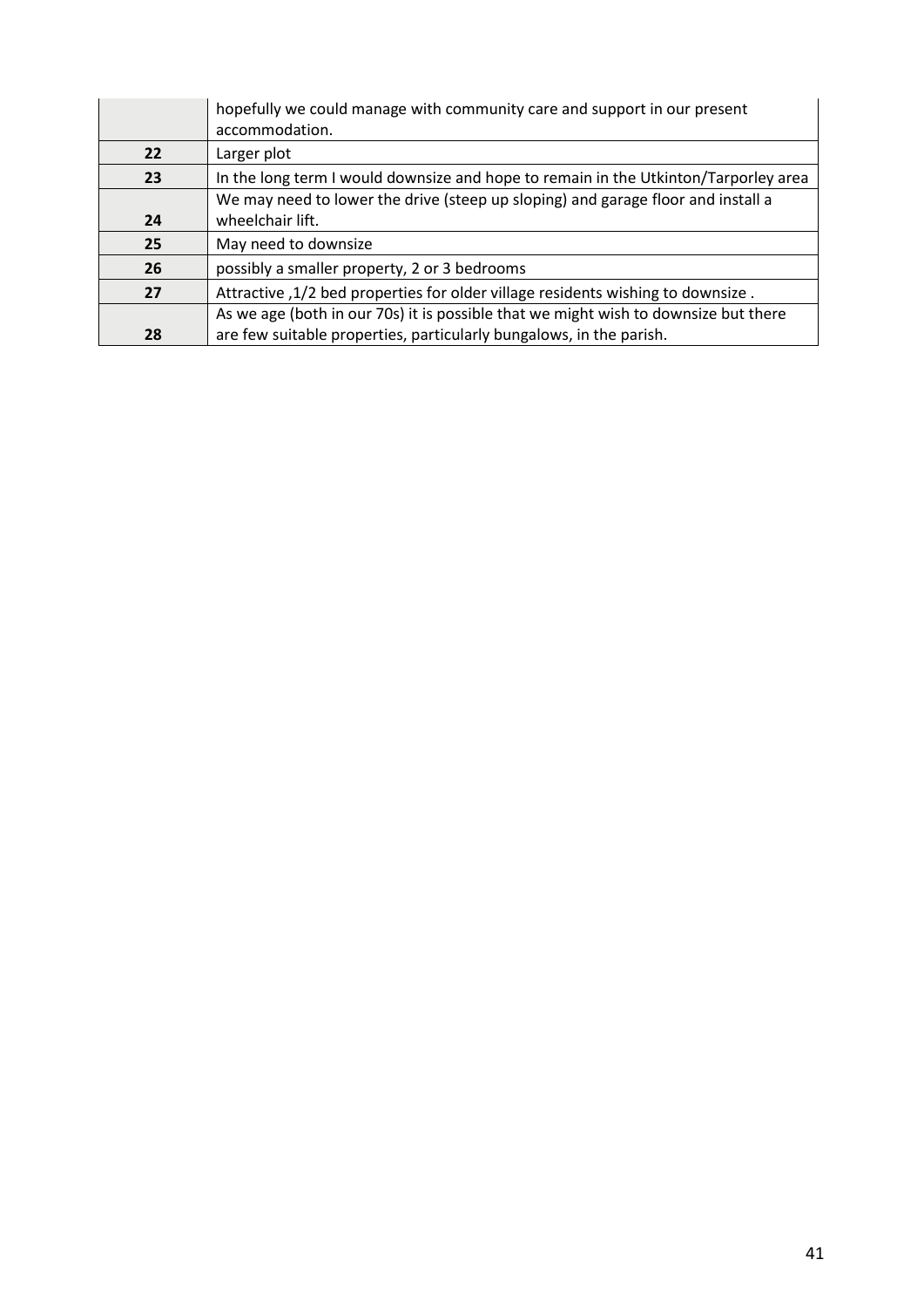| | |
|---|---|
| | hopefully we could manage with community care and support in our present accommodation. |
| **22** | Larger plot |
| **23** | In the long term I would downsize and hope to remain in the Utkinton/Tarporley area |
| **24** | We may need to lower the drive (steep up sloping) and garage floor and install a wheelchair lift. |
| **25** | May need to downsize |
| **26** | possibly a smaller property, 2 or 3 bedrooms |
| **27** | Attractive ,1/2 bed properties for older village residents wishing to downsize . |
| **28** | As we age (both in our 70s) it is possible that we might wish to downsize but there are few suitable properties, particularly bungalows, in the parish. |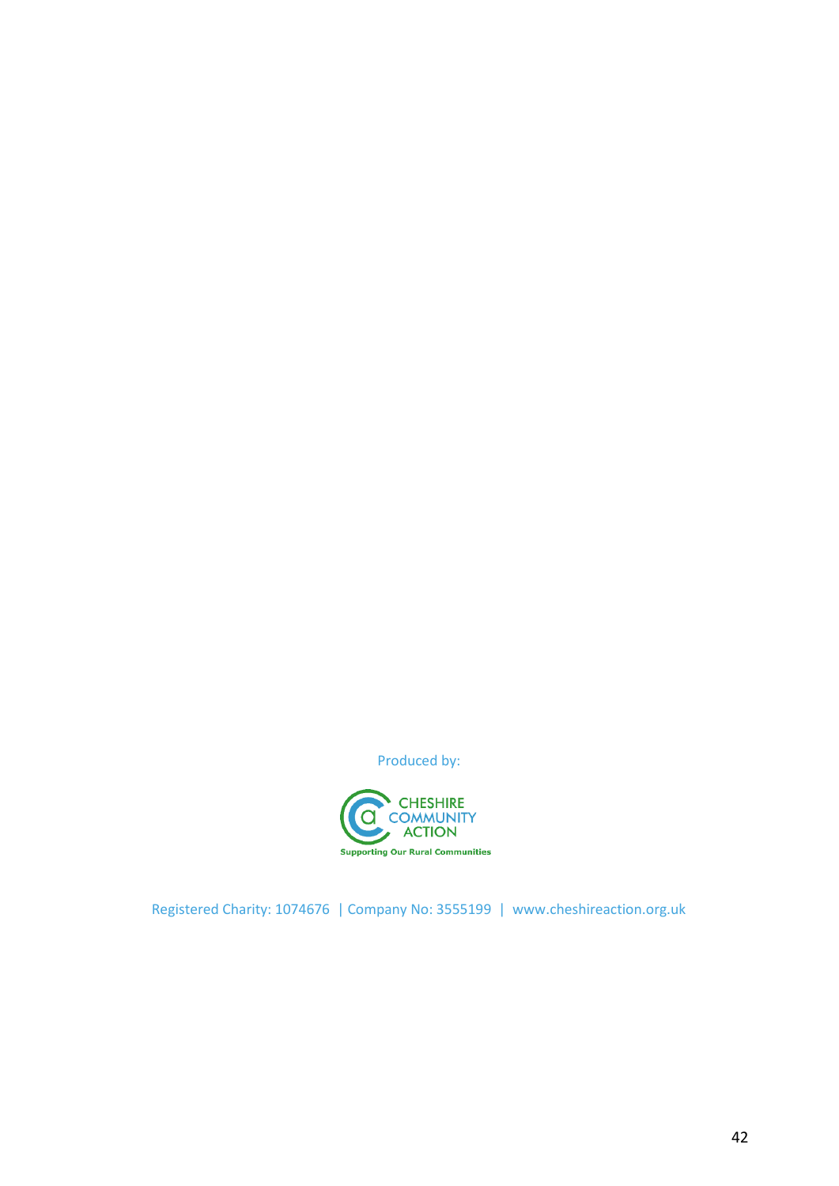Produced by:

CHESHIRE COMMUNITY ACTION

Supporting Our Rural Communities

Registered Charity: 1074676 | Company No: 3555199 | www.cheshireaction.org.uk